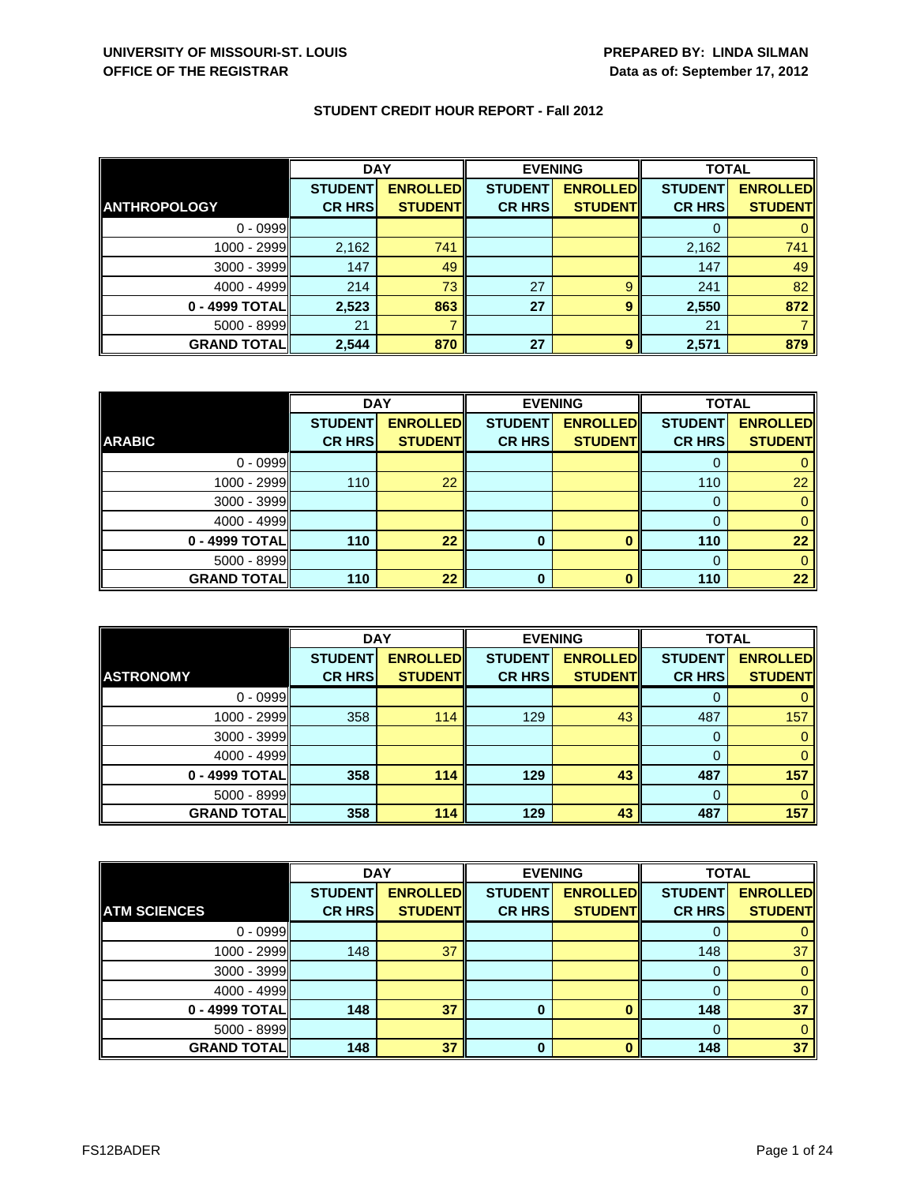UNIVERSITY OF MISSOURI-ST. LOUIS
OFFICE OF THE REGISTRAR

PREPARED BY: LINDA SILMAN
Data as of: September 17, 2012

## STUDENT CREDIT HOUR REPORT - Fall 2012

| | DAY | | EVENING | | TOTAL | |
|---|---|---|---|---|---|---|
| **ANTHROPOLOGY** | **STUDENT CR HRS** | **ENROLLED STUDENT** | **STUDENT CR HRS** | **ENROLLED STUDENT** | **STUDENT CR HRS** | **ENROLLED STUDENT** |
| 0 - 0999 | | | | | 0 | 0 |
| 1000 - 2999 | 2,162 | 741 | | | 2,162 | 741 |
| 3000 - 3999 | 147 | 49 | | | 147 | 49 |
| 4000 - 4999 | 214 | 73 | 27 | 9 | 241 | 82 |
| **0 - 4999 TOTAL** | **2,523** | **863** | **27** | **9** | **2,550** | **872** |
| 5000 - 8999 | 21 | 7 | | | 21 | 7 |
| **GRAND TOTAL** | **2,544** | **870** | **27** | **9** | **2,571** | **879** |

| | DAY | | EVENING | | TOTAL | |
|---|---|---|---|---|---|---|
| **ARABIC** | **STUDENT CR HRS** | **ENROLLED STUDENT** | **STUDENT CR HRS** | **ENROLLED STUDENT** | **STUDENT CR HRS** | **ENROLLED STUDENT** |
| 0 - 0999 | | | | | 0 | 0 |
| 1000 - 2999 | 110 | 22 | | | 110 | 22 |
| 3000 - 3999 | | | | | 0 | 0 |
| 4000 - 4999 | | | | | 0 | 0 |
| **0 - 4999 TOTAL** | **110** | **22** | **0** | **0** | **110** | **22** |
| 5000 - 8999 | | | | | 0 | 0 |
| **GRAND TOTAL** | **110** | **22** | **0** | **0** | **110** | **22** |

| | DAY | | EVENING | | TOTAL | |
|---|---|---|---|---|---|---|
| **ASTRONOMY** | **STUDENT CR HRS** | **ENROLLED STUDENT** | **STUDENT CR HRS** | **ENROLLED STUDENT** | **STUDENT CR HRS** | **ENROLLED STUDENT** |
| 0 - 0999 | | | | | 0 | 0 |
| 1000 - 2999 | 358 | 114 | 129 | 43 | 487 | 157 |
| 3000 - 3999 | | | | | 0 | 0 |
| 4000 - 4999 | | | | | 0 | 0 |
| **0 - 4999 TOTAL** | **358** | **114** | **129** | **43** | **487** | **157** |
| 5000 - 8999 | | | | | 0 | 0 |
| **GRAND TOTAL** | **358** | **114** | **129** | **43** | **487** | **157** |

| | DAY | | EVENING | | TOTAL | |
|---|---|---|---|---|---|---|
| **ATM SCIENCES** | **STUDENT CR HRS** | **ENROLLED STUDENT** | **STUDENT CR HRS** | **ENROLLED STUDENT** | **STUDENT CR HRS** | **ENROLLED STUDENT** |
| 0 - 0999 | | | | | 0 | 0 |
| 1000 - 2999 | 148 | 37 | | | 148 | 37 |
| 3000 - 3999 | | | | | 0 | 0 |
| 4000 - 4999 | | | | | 0 | 0 |
| **0 - 4999 TOTAL** | **148** | **37** | **0** | **0** | **148** | **37** |
| 5000 - 8999 | | | | | 0 | 0 |
| **GRAND TOTAL** | **148** | **37** | **0** | **0** | **148** | **37** |

FS12BADER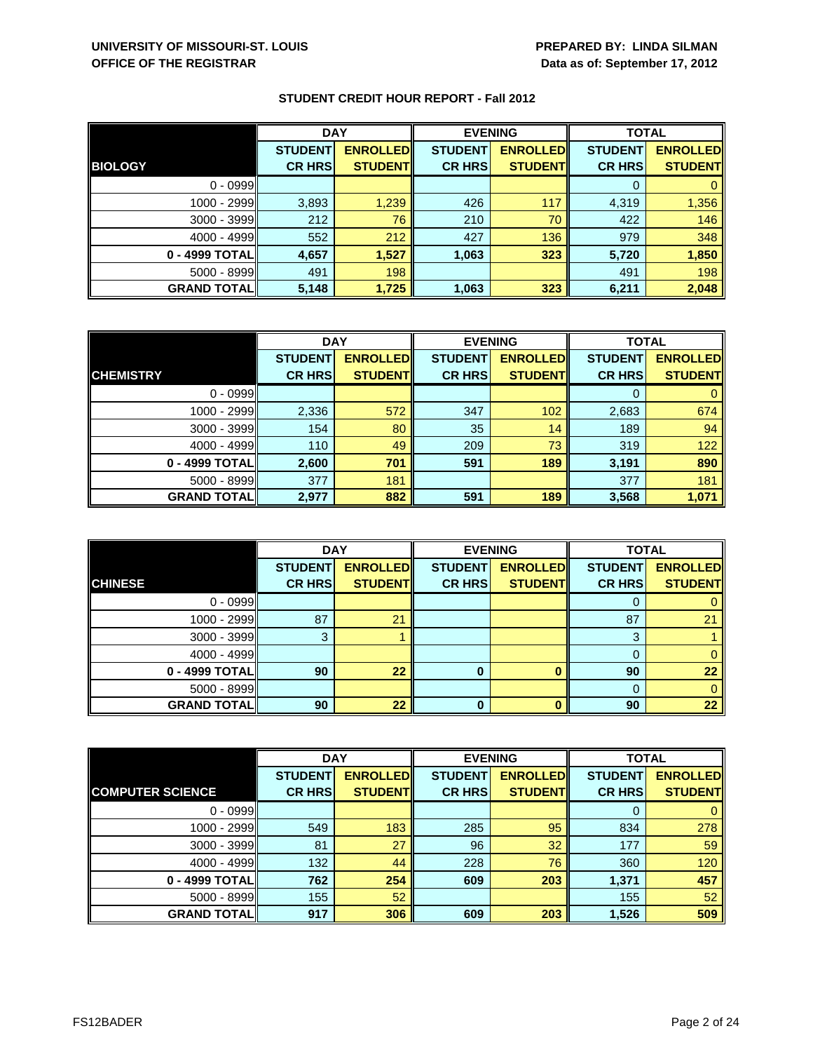**UNIVERSITY OF MISSOURI-ST. LOUIS**
**OFFICE OF THE REGISTRAR**

**PREPARED BY: LINDA SILMAN**
**Data as of: September 17, 2012**

## STUDENT CREDIT HOUR REPORT - Fall 2012

| | DAY | | EVENING | | TOTAL | |
|---|---|---|---|---|---|---|
| **BIOLOGY** | **STUDENT CR HRS** | **ENROLLED STUDENT** | **STUDENT CR HRS** | **ENROLLED STUDENT** | **STUDENT CR HRS** | **ENROLLED STUDENT** |
| 0 - 0999 | | | | | 0 | 0 |
| 1000 - 2999 | 3,893 | 1,239 | 426 | 117 | 4,319 | 1,356 |
| 3000 - 3999 | 212 | 76 | 210 | 70 | 422 | 146 |
| 4000 - 4999 | 552 | 212 | 427 | 136 | 979 | 348 |
| **0 - 4999 TOTAL** | **4,657** | **1,527** | **1,063** | **323** | **5,720** | **1,850** |
| 5000 - 8999 | 491 | 198 | | | 491 | 198 |
| **GRAND TOTAL** | **5,148** | **1,725** | **1,063** | **323** | **6,211** | **2,048** |

| | DAY | | EVENING | | TOTAL | |
|---|---|---|---|---|---|---|
| **CHEMISTRY** | **STUDENT CR HRS** | **ENROLLED STUDENT** | **STUDENT CR HRS** | **ENROLLED STUDENT** | **STUDENT CR HRS** | **ENROLLED STUDENT** |
| 0 - 0999 | | | | | 0 | 0 |
| 1000 - 2999 | 2,336 | 572 | 347 | 102 | 2,683 | 674 |
| 3000 - 3999 | 154 | 80 | 35 | 14 | 189 | 94 |
| 4000 - 4999 | 110 | 49 | 209 | 73 | 319 | 122 |
| **0 - 4999 TOTAL** | **2,600** | **701** | **591** | **189** | **3,191** | **890** |
| 5000 - 8999 | 377 | 181 | | | 377 | 181 |
| **GRAND TOTAL** | **2,977** | **882** | **591** | **189** | **3,568** | **1,071** |

| | DAY | | EVENING | | TOTAL | |
|---|---|---|---|---|---|---|
| **CHINESE** | **STUDENT CR HRS** | **ENROLLED STUDENT** | **STUDENT CR HRS** | **ENROLLED STUDENT** | **STUDENT CR HRS** | **ENROLLED STUDENT** |
| 0 - 0999 | | | | | 0 | 0 |
| 1000 - 2999 | 87 | 21 | | | 87 | 21 |
| 3000 - 3999 | 3 | 1 | | | 3 | 1 |
| 4000 - 4999 | | | | | 0 | 0 |
| **0 - 4999 TOTAL** | **90** | **22** | **0** | **0** | **90** | **22** |
| 5000 - 8999 | | | | | 0 | 0 |
| **GRAND TOTAL** | **90** | **22** | **0** | **0** | **90** | **22** |

| | DAY | | EVENING | | TOTAL | |
|---|---|---|---|---|---|---|
| **COMPUTER SCIENCE** | **STUDENT CR HRS** | **ENROLLED STUDENT** | **STUDENT CR HRS** | **ENROLLED STUDENT** | **STUDENT CR HRS** | **ENROLLED STUDENT** |
| 0 - 0999 | | | | | 0 | 0 |
| 1000 - 2999 | 549 | 183 | 285 | 95 | 834 | 278 |
| 3000 - 3999 | 81 | 27 | 96 | 32 | 177 | 59 |
| 4000 - 4999 | 132 | 44 | 228 | 76 | 360 | 120 |
| **0 - 4999 TOTAL** | **762** | **254** | **609** | **203** | **1,371** | **457** |
| 5000 - 8999 | 155 | 52 | | | 155 | 52 |
| **GRAND TOTAL** | **917** | **306** | **609** | **203** | **1,526** | **509** |

FS12BADER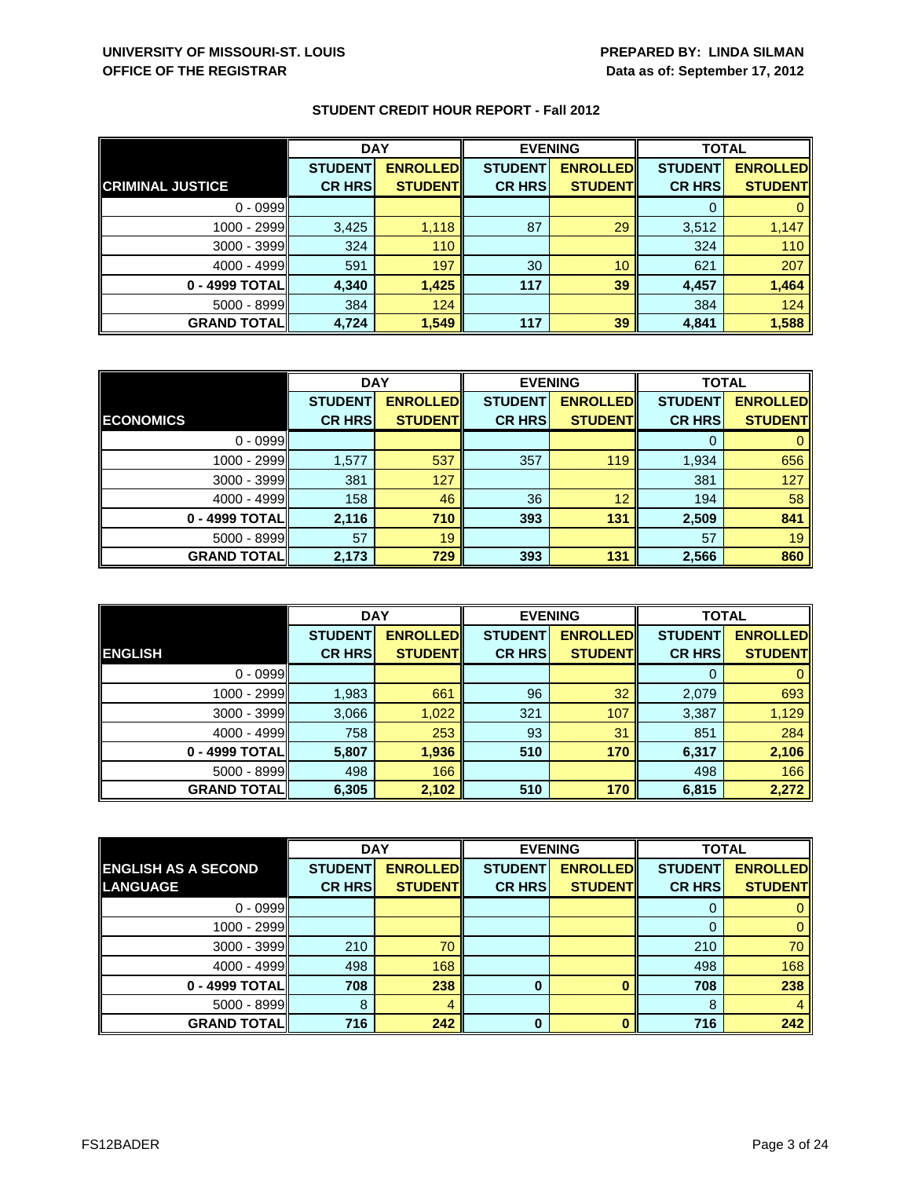**UNIVERSITY OF MISSOURI-ST. LOUIS**
**OFFICE OF THE REGISTRAR**

**PREPARED BY: LINDA SILMAN**
**Data as of: September 17, 2012**

## STUDENT CREDIT HOUR REPORT - Fall 2012

| | DAY | | EVENING | | TOTAL | |
|---|---|---|---|---|---|---|
| **CRIMINAL JUSTICE** | **STUDENT CR HRS** | **ENROLLED STUDENT** | **STUDENT CR HRS** | **ENROLLED STUDENT** | **STUDENT CR HRS** | **ENROLLED STUDENT** |
| 0 - 0999 | | | | | 0 | 0 |
| 1000 - 2999 | 3,425 | 1,118 | 87 | 29 | 3,512 | 1,147 |
| 3000 - 3999 | 324 | 110 | | | 324 | 110 |
| 4000 - 4999 | 591 | 197 | 30 | 10 | 621 | 207 |
| **0 - 4999 TOTAL** | **4,340** | **1,425** | **117** | **39** | **4,457** | **1,464** |
| 5000 - 8999 | 384 | 124 | | | 384 | 124 |
| **GRAND TOTAL** | **4,724** | **1,549** | **117** | **39** | **4,841** | **1,588** |

| | DAY | | EVENING | | TOTAL | |
|---|---|---|---|---|---|---|
| **ECONOMICS** | **STUDENT CR HRS** | **ENROLLED STUDENT** | **STUDENT CR HRS** | **ENROLLED STUDENT** | **STUDENT CR HRS** | **ENROLLED STUDENT** |
| 0 - 0999 | | | | | 0 | 0 |
| 1000 - 2999 | 1,577 | 537 | 357 | 119 | 1,934 | 656 |
| 3000 - 3999 | 381 | 127 | | | 381 | 127 |
| 4000 - 4999 | 158 | 46 | 36 | 12 | 194 | 58 |
| **0 - 4999 TOTAL** | **2,116** | **710** | **393** | **131** | **2,509** | **841** |
| 5000 - 8999 | 57 | 19 | | | 57 | 19 |
| **GRAND TOTAL** | **2,173** | **729** | **393** | **131** | **2,566** | **860** |

| | DAY | | EVENING | | TOTAL | |
|---|---|---|---|---|---|---|
| **ENGLISH** | **STUDENT CR HRS** | **ENROLLED STUDENT** | **STUDENT CR HRS** | **ENROLLED STUDENT** | **STUDENT CR HRS** | **ENROLLED STUDENT** |
| 0 - 0999 | | | | | 0 | 0 |
| 1000 - 2999 | 1,983 | 661 | 96 | 32 | 2,079 | 693 |
| 3000 - 3999 | 3,066 | 1,022 | 321 | 107 | 3,387 | 1,129 |
| 4000 - 4999 | 758 | 253 | 93 | 31 | 851 | 284 |
| **0 - 4999 TOTAL** | **5,807** | **1,936** | **510** | **170** | **6,317** | **2,106** |
| 5000 - 8999 | 498 | 166 | | | 498 | 166 |
| **GRAND TOTAL** | **6,305** | **2,102** | **510** | **170** | **6,815** | **2,272** |

| | DAY | | EVENING | | TOTAL | |
|---|---|---|---|---|---|---|
| **ENGLISH AS A SECOND LANGUAGE** | **STUDENT CR HRS** | **ENROLLED STUDENT** | **STUDENT CR HRS** | **ENROLLED STUDENT** | **STUDENT CR HRS** | **ENROLLED STUDENT** |
| 0 - 0999 | | | | | 0 | 0 |
| 1000 - 2999 | | | | | 0 | 0 |
| 3000 - 3999 | 210 | 70 | | | 210 | 70 |
| 4000 - 4999 | 498 | 168 | | | 498 | 168 |
| **0 - 4999 TOTAL** | **708** | **238** | **0** | **0** | **708** | **238** |
| 5000 - 8999 | 8 | 4 | | | 8 | 4 |
| **GRAND TOTAL** | **716** | **242** | **0** | **0** | **716** | **242** |

FS12BADER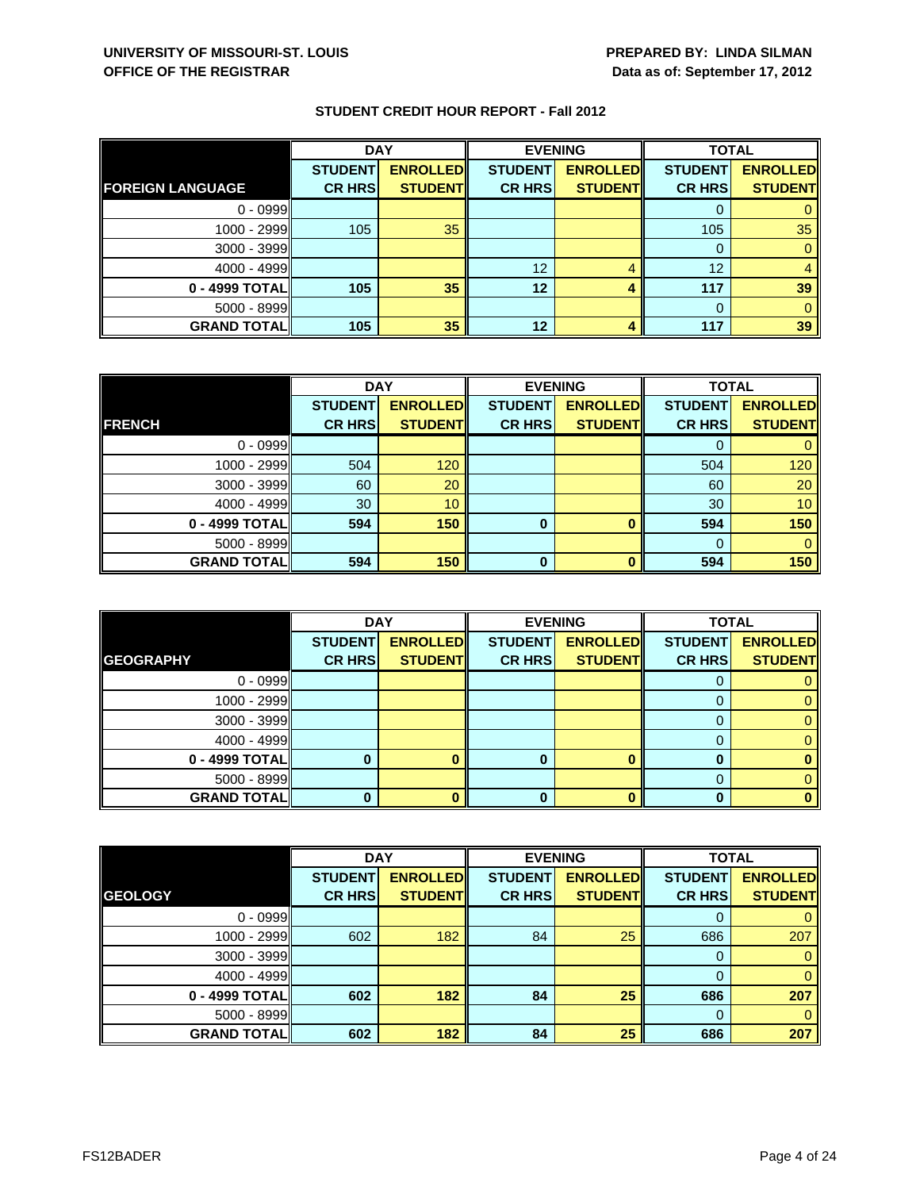**UNIVERSITY OF MISSOURI-ST. LOUIS**
**OFFICE OF THE REGISTRAR**

**PREPARED BY: LINDA SILMAN**
**Data as of: September 17, 2012**

## STUDENT CREDIT HOUR REPORT - Fall 2012

| | DAY | | EVENING | | TOTAL | |
|---|---|---|---|---|---|---|
| **FOREIGN LANGUAGE** | **STUDENT CR HRS** | **ENROLLED STUDENT** | **STUDENT CR HRS** | **ENROLLED STUDENT** | **STUDENT CR HRS** | **ENROLLED STUDENT** |
| 0 - 0999 | | | | | 0 | 0 |
| 1000 - 2999 | 105 | 35 | | | 105 | 35 |
| 3000 - 3999 | | | | | 0 | 0 |
| 4000 - 4999 | | | 12 | 4 | 12 | 4 |
| **0 - 4999 TOTAL** | **105** | **35** | **12** | **4** | **117** | **39** |
| 5000 - 8999 | | | | | 0 | 0 |
| **GRAND TOTAL** | **105** | **35** | **12** | **4** | **117** | **39** |

| | DAY | | EVENING | | TOTAL | |
|---|---|---|---|---|---|---|
| **FRENCH** | **STUDENT CR HRS** | **ENROLLED STUDENT** | **STUDENT CR HRS** | **ENROLLED STUDENT** | **STUDENT CR HRS** | **ENROLLED STUDENT** |
| 0 - 0999 | | | | | 0 | 0 |
| 1000 - 2999 | 504 | 120 | | | 504 | 120 |
| 3000 - 3999 | 60 | 20 | | | 60 | 20 |
| 4000 - 4999 | 30 | 10 | | | 30 | 10 |
| **0 - 4999 TOTAL** | **594** | **150** | **0** | **0** | **594** | **150** |
| 5000 - 8999 | | | | | 0 | 0 |
| **GRAND TOTAL** | **594** | **150** | **0** | **0** | **594** | **150** |

| | DAY | | EVENING | | TOTAL | |
|---|---|---|---|---|---|---|
| **GEOGRAPHY** | **STUDENT CR HRS** | **ENROLLED STUDENT** | **STUDENT CR HRS** | **ENROLLED STUDENT** | **STUDENT CR HRS** | **ENROLLED STUDENT** |
| 0 - 0999 | | | | | 0 | 0 |
| 1000 - 2999 | | | | | 0 | 0 |
| 3000 - 3999 | | | | | 0 | 0 |
| 4000 - 4999 | | | | | 0 | 0 |
| **0 - 4999 TOTAL** | **0** | **0** | **0** | **0** | **0** | **0** |
| 5000 - 8999 | | | | | 0 | 0 |
| **GRAND TOTAL** | **0** | **0** | **0** | **0** | **0** | **0** |

| | DAY | | EVENING | | TOTAL | |
|---|---|---|---|---|---|---|
| **GEOLOGY** | **STUDENT CR HRS** | **ENROLLED STUDENT** | **STUDENT CR HRS** | **ENROLLED STUDENT** | **STUDENT CR HRS** | **ENROLLED STUDENT** |
| 0 - 0999 | | | | | 0 | 0 |
| 1000 - 2999 | 602 | 182 | 84 | 25 | 686 | 207 |
| 3000 - 3999 | | | | | 0 | 0 |
| 4000 - 4999 | | | | | 0 | 0 |
| **0 - 4999 TOTAL** | **602** | **182** | **84** | **25** | **686** | **207** |
| 5000 - 8999 | | | | | 0 | 0 |
| **GRAND TOTAL** | **602** | **182** | **84** | **25** | **686** | **207** |

FS12BADER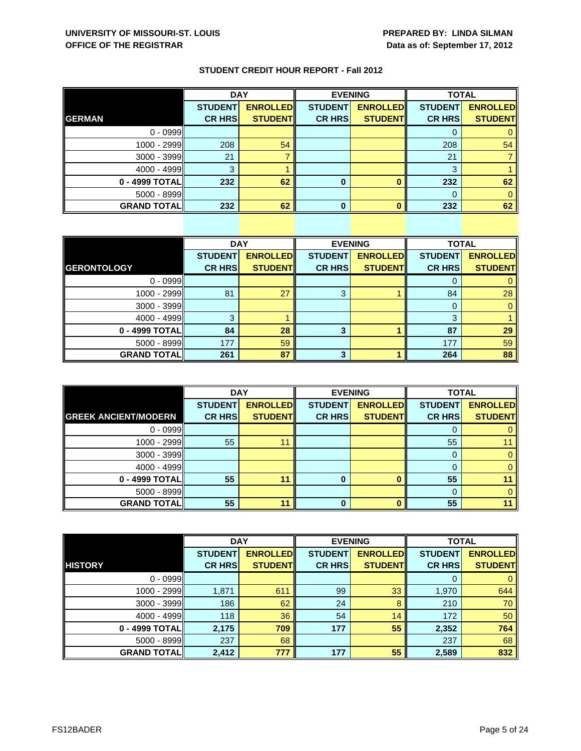**UNIVERSITY OF MISSOURI-ST. LOUIS**
**OFFICE OF THE REGISTRAR**

**PREPARED BY: LINDA SILMAN**
**Data as of: September 17, 2012**

## STUDENT CREDIT HOUR REPORT - Fall 2012

| | DAY | | EVENING | | TOTAL | |
|---|---|---|---|---|---|---|
| **GERMAN** | **STUDENT CR HRS** | **ENROLLED STUDENT** | **STUDENT CR HRS** | **ENROLLED STUDENT** | **STUDENT CR HRS** | **ENROLLED STUDENT** |
| 0 - 0999 | | | | | 0 | 0 |
| 1000 - 2999 | 208 | 54 | | | 208 | 54 |
| 3000 - 3999 | 21 | 7 | | | 21 | 7 |
| 4000 - 4999 | 3 | 1 | | | 3 | 1 |
| **0 - 4999 TOTAL** | **232** | **62** | **0** | **0** | **232** | **62** |
| 5000 - 8999 | | | | | 0 | 0 |
| **GRAND TOTAL** | **232** | **62** | **0** | **0** | **232** | **62** |

| | DAY | | EVENING | | TOTAL | |
|---|---|---|---|---|---|---|
| **GERONTOLOGY** | **STUDENT CR HRS** | **ENROLLED STUDENT** | **STUDENT CR HRS** | **ENROLLED STUDENT** | **STUDENT CR HRS** | **ENROLLED STUDENT** |
| 0 - 0999 | | | | | 0 | 0 |
| 1000 - 2999 | 81 | 27 | 3 | 1 | 84 | 28 |
| 3000 - 3999 | | | | | 0 | 0 |
| 4000 - 4999 | 3 | 1 | | | 3 | 1 |
| **0 - 4999 TOTAL** | **84** | **28** | **3** | **1** | **87** | **29** |
| 5000 - 8999 | 177 | 59 | | | 177 | 59 |
| **GRAND TOTAL** | **261** | **87** | **3** | **1** | **264** | **88** |

| | DAY | | EVENING | | TOTAL | |
|---|---|---|---|---|---|---|
| **GREEK ANCIENT/MODERN** | **STUDENT CR HRS** | **ENROLLED STUDENT** | **STUDENT CR HRS** | **ENROLLED STUDENT** | **STUDENT CR HRS** | **ENROLLED STUDENT** |
| 0 - 0999 | | | | | 0 | 0 |
| 1000 - 2999 | 55 | 11 | | | 55 | 11 |
| 3000 - 3999 | | | | | 0 | 0 |
| 4000 - 4999 | | | | | 0 | 0 |
| **0 - 4999 TOTAL** | **55** | **11** | **0** | **0** | **55** | **11** |
| 5000 - 8999 | | | | | 0 | 0 |
| **GRAND TOTAL** | **55** | **11** | **0** | **0** | **55** | **11** |

| | DAY | | EVENING | | TOTAL | |
|---|---|---|---|---|---|---|
| **HISTORY** | **STUDENT CR HRS** | **ENROLLED STUDENT** | **STUDENT CR HRS** | **ENROLLED STUDENT** | **STUDENT CR HRS** | **ENROLLED STUDENT** |
| 0 - 0999 | | | | | 0 | 0 |
| 1000 - 2999 | 1,871 | 611 | 99 | 33 | 1,970 | 644 |
| 3000 - 3999 | 186 | 62 | 24 | 8 | 210 | 70 |
| 4000 - 4999 | 118 | 36 | 54 | 14 | 172 | 50 |
| **0 - 4999 TOTAL** | **2,175** | **709** | **177** | **55** | **2,352** | **764** |
| 5000 - 8999 | 237 | 68 | | | 237 | 68 |
| **GRAND TOTAL** | **2,412** | **777** | **177** | **55** | **2,589** | **832** |

FS12BADER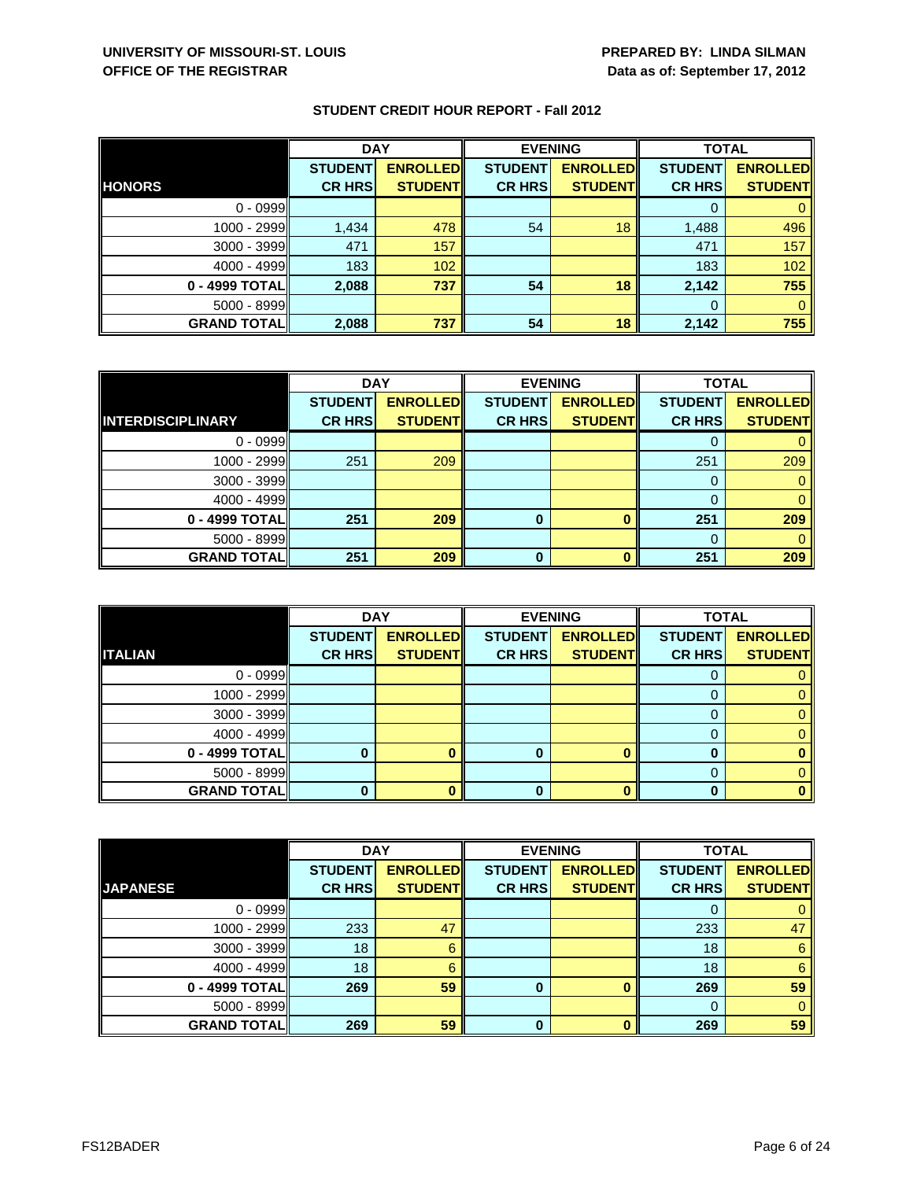UNIVERSITY OF MISSOURI-ST. LOUIS
OFFICE OF THE REGISTRAR

PREPARED BY: LINDA SILMAN
Data as of: September 17, 2012

## STUDENT CREDIT HOUR REPORT - Fall 2012

| | DAY | | EVENING | | TOTAL | |
|---|---|---|---|---|---|---|
| **HONORS** | STUDENT CR HRS | ENROLLED STUDENT | STUDENT CR HRS | ENROLLED STUDENT | STUDENT CR HRS | ENROLLED STUDENT |
| 0 - 0999 | | | | | 0 | 0 |
| 1000 - 2999 | 1,434 | 478 | 54 | 18 | 1,488 | 496 |
| 3000 - 3999 | 471 | 157 | | | 471 | 157 |
| 4000 - 4999 | 183 | 102 | | | 183 | 102 |
| **0 - 4999 TOTAL** | **2,088** | **737** | **54** | **18** | **2,142** | **755** |
| 5000 - 8999 | | | | | 0 | 0 |
| **GRAND TOTAL** | **2,088** | **737** | **54** | **18** | **2,142** | **755** |

| | DAY | | EVENING | | TOTAL | |
|---|---|---|---|---|---|---|
| **INTERDISCIPLINARY** | STUDENT CR HRS | ENROLLED STUDENT | STUDENT CR HRS | ENROLLED STUDENT | STUDENT CR HRS | ENROLLED STUDENT |
| 0 - 0999 | | | | | 0 | 0 |
| 1000 - 2999 | 251 | 209 | | | 251 | 209 |
| 3000 - 3999 | | | | | 0 | 0 |
| 4000 - 4999 | | | | | 0 | 0 |
| **0 - 4999 TOTAL** | **251** | **209** | **0** | **0** | **251** | **209** |
| 5000 - 8999 | | | | | 0 | 0 |
| **GRAND TOTAL** | **251** | **209** | **0** | **0** | **251** | **209** |

| | DAY | | EVENING | | TOTAL | |
|---|---|---|---|---|---|---|
| **ITALIAN** | STUDENT CR HRS | ENROLLED STUDENT | STUDENT CR HRS | ENROLLED STUDENT | STUDENT CR HRS | ENROLLED STUDENT |
| 0 - 0999 | | | | | 0 | 0 |
| 1000 - 2999 | | | | | 0 | 0 |
| 3000 - 3999 | | | | | 0 | 0 |
| 4000 - 4999 | | | | | 0 | 0 |
| **0 - 4999 TOTAL** | **0** | **0** | **0** | **0** | **0** | **0** |
| 5000 - 8999 | | | | | 0 | 0 |
| **GRAND TOTAL** | **0** | **0** | **0** | **0** | **0** | **0** |

| | DAY | | EVENING | | TOTAL | |
|---|---|---|---|---|---|---|
| **JAPANESE** | STUDENT CR HRS | ENROLLED STUDENT | STUDENT CR HRS | ENROLLED STUDENT | STUDENT CR HRS | ENROLLED STUDENT |
| 0 - 0999 | | | | | 0 | 0 |
| 1000 - 2999 | 233 | 47 | | | 233 | 47 |
| 3000 - 3999 | 18 | 6 | | | 18 | 6 |
| 4000 - 4999 | 18 | 6 | | | 18 | 6 |
| **0 - 4999 TOTAL** | **269** | **59** | **0** | **0** | **269** | **59** |
| 5000 - 8999 | | | | | 0 | 0 |
| **GRAND TOTAL** | **269** | **59** | **0** | **0** | **269** | **59** |

FS12BADER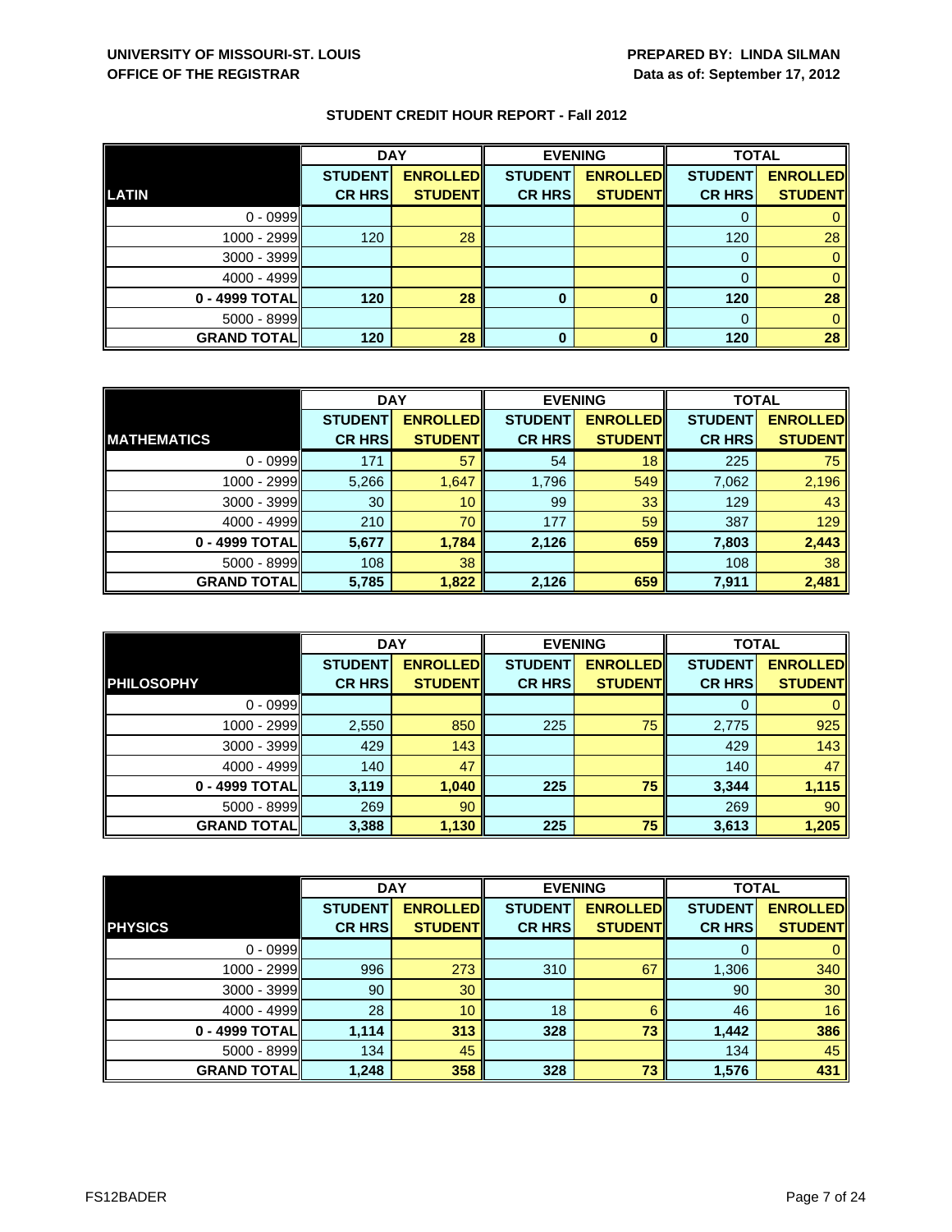UNIVERSITY OF MISSOURI-ST. LOUIS
OFFICE OF THE REGISTRAR

PREPARED BY: LINDA SILMAN
Data as of: September 17, 2012

## STUDENT CREDIT HOUR REPORT - Fall 2012

| | DAY | | EVENING | | TOTAL | |
|---|---|---|---|---|---|---|
| **LATIN** | **STUDENT CR HRS** | **ENROLLED STUDENT** | **STUDENT CR HRS** | **ENROLLED STUDENT** | **STUDENT CR HRS** | **ENROLLED STUDENT** |
| 0 - 0999 | | | | | 0 | 0 |
| 1000 - 2999 | 120 | 28 | | | 120 | 28 |
| 3000 - 3999 | | | | | 0 | 0 |
| 4000 - 4999 | | | | | 0 | 0 |
| **0 - 4999 TOTAL** | **120** | **28** | **0** | **0** | **120** | **28** |
| 5000 - 8999 | | | | | 0 | 0 |
| **GRAND TOTAL** | **120** | **28** | **0** | **0** | **120** | **28** |

| | DAY | | EVENING | | TOTAL | |
|---|---|---|---|---|---|---|
| **MATHEMATICS** | **STUDENT CR HRS** | **ENROLLED STUDENT** | **STUDENT CR HRS** | **ENROLLED STUDENT** | **STUDENT CR HRS** | **ENROLLED STUDENT** |
| 0 - 0999 | 171 | 57 | 54 | 18 | 225 | 75 |
| 1000 - 2999 | 5,266 | 1,647 | 1,796 | 549 | 7,062 | 2,196 |
| 3000 - 3999 | 30 | 10 | 99 | 33 | 129 | 43 |
| 4000 - 4999 | 210 | 70 | 177 | 59 | 387 | 129 |
| **0 - 4999 TOTAL** | **5,677** | **1,784** | **2,126** | **659** | **7,803** | **2,443** |
| 5000 - 8999 | 108 | 38 | | | 108 | 38 |
| **GRAND TOTAL** | **5,785** | **1,822** | **2,126** | **659** | **7,911** | **2,481** |

| | DAY | | EVENING | | TOTAL | |
|---|---|---|---|---|---|---|
| **PHILOSOPHY** | **STUDENT CR HRS** | **ENROLLED STUDENT** | **STUDENT CR HRS** | **ENROLLED STUDENT** | **STUDENT CR HRS** | **ENROLLED STUDENT** |
| 0 - 0999 | | | | | 0 | 0 |
| 1000 - 2999 | 2,550 | 850 | 225 | 75 | 2,775 | 925 |
| 3000 - 3999 | 429 | 143 | | | 429 | 143 |
| 4000 - 4999 | 140 | 47 | | | 140 | 47 |
| **0 - 4999 TOTAL** | **3,119** | **1,040** | **225** | **75** | **3,344** | **1,115** |
| 5000 - 8999 | 269 | 90 | | | 269 | 90 |
| **GRAND TOTAL** | **3,388** | **1,130** | **225** | **75** | **3,613** | **1,205** |

| | DAY | | EVENING | | TOTAL | |
|---|---|---|---|---|---|---|
| **PHYSICS** | **STUDENT CR HRS** | **ENROLLED STUDENT** | **STUDENT CR HRS** | **ENROLLED STUDENT** | **STUDENT CR HRS** | **ENROLLED STUDENT** |
| 0 - 0999 | | | | | 0 | 0 |
| 1000 - 2999 | 996 | 273 | 310 | 67 | 1,306 | 340 |
| 3000 - 3999 | 90 | 30 | | | 90 | 30 |
| 4000 - 4999 | 28 | 10 | 18 | 6 | 46 | 16 |
| **0 - 4999 TOTAL** | **1,114** | **313** | **328** | **73** | **1,442** | **386** |
| 5000 - 8999 | 134 | 45 | | | 134 | 45 |
| **GRAND TOTAL** | **1,248** | **358** | **328** | **73** | **1,576** | **431** |

FS12BADER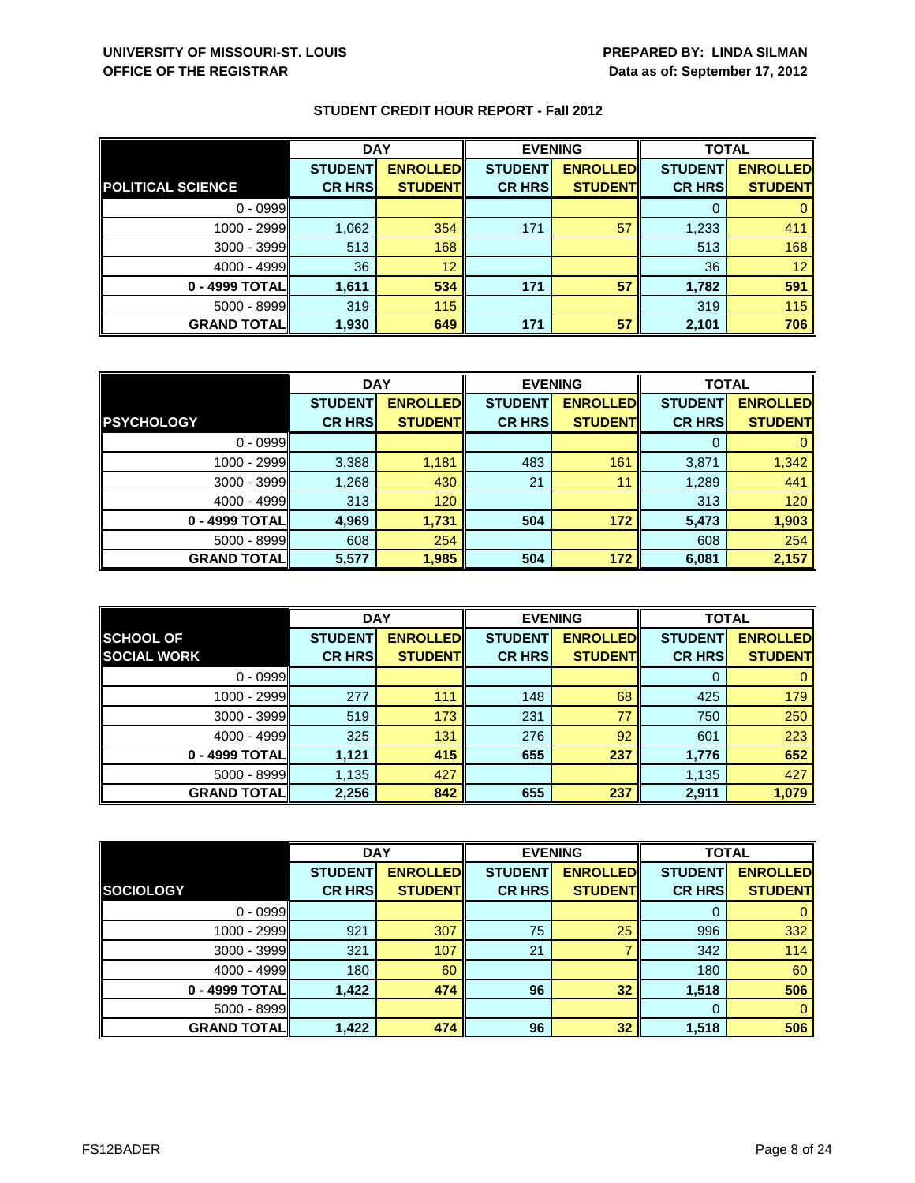**UNIVERSITY OF MISSOURI-ST. LOUIS**
**OFFICE OF THE REGISTRAR**

**PREPARED BY: LINDA SILMAN**
**Data as of: September 17, 2012**

## STUDENT CREDIT HOUR REPORT - Fall 2012

| | DAY | | EVENING | | TOTAL | |
|---|---|---|---|---|---|---|
| **POLITICAL SCIENCE** | **STUDENT CR HRS** | **ENROLLED STUDENT** | **STUDENT CR HRS** | **ENROLLED STUDENT** | **STUDENT CR HRS** | **ENROLLED STUDENT** |
| 0 - 0999 | | | | | 0 | 0 |
| 1000 - 2999 | 1,062 | 354 | 171 | 57 | 1,233 | 411 |
| 3000 - 3999 | 513 | 168 | | | 513 | 168 |
| 4000 - 4999 | 36 | 12 | | | 36 | 12 |
| **0 - 4999 TOTAL** | **1,611** | **534** | **171** | **57** | **1,782** | **591** |
| 5000 - 8999 | 319 | 115 | | | 319 | 115 |
| **GRAND TOTAL** | **1,930** | **649** | **171** | **57** | **2,101** | **706** |

| | DAY | | EVENING | | TOTAL | |
|---|---|---|---|---|---|---|
| **PSYCHOLOGY** | **STUDENT CR HRS** | **ENROLLED STUDENT** | **STUDENT CR HRS** | **ENROLLED STUDENT** | **STUDENT CR HRS** | **ENROLLED STUDENT** |
| 0 - 0999 | | | | | 0 | 0 |
| 1000 - 2999 | 3,388 | 1,181 | 483 | 161 | 3,871 | 1,342 |
| 3000 - 3999 | 1,268 | 430 | 21 | 11 | 1,289 | 441 |
| 4000 - 4999 | 313 | 120 | | | 313 | 120 |
| **0 - 4999 TOTAL** | **4,969** | **1,731** | **504** | **172** | **5,473** | **1,903** |
| 5000 - 8999 | 608 | 254 | | | 608 | 254 |
| **GRAND TOTAL** | **5,577** | **1,985** | **504** | **172** | **6,081** | **2,157** |

| | DAY | | EVENING | | TOTAL | |
|---|---|---|---|---|---|---|
| **SCHOOL OF SOCIAL WORK** | **STUDENT CR HRS** | **ENROLLED STUDENT** | **STUDENT CR HRS** | **ENROLLED STUDENT** | **STUDENT CR HRS** | **ENROLLED STUDENT** |
| 0 - 0999 | | | | | 0 | 0 |
| 1000 - 2999 | 277 | 111 | 148 | 68 | 425 | 179 |
| 3000 - 3999 | 519 | 173 | 231 | 77 | 750 | 250 |
| 4000 - 4999 | 325 | 131 | 276 | 92 | 601 | 223 |
| **0 - 4999 TOTAL** | **1,121** | **415** | **655** | **237** | **1,776** | **652** |
| 5000 - 8999 | 1,135 | 427 | | | 1,135 | 427 |
| **GRAND TOTAL** | **2,256** | **842** | **655** | **237** | **2,911** | **1,079** |

| | DAY | | EVENING | | TOTAL | |
|---|---|---|---|---|---|---|
| **SOCIOLOGY** | **STUDENT CR HRS** | **ENROLLED STUDENT** | **STUDENT CR HRS** | **ENROLLED STUDENT** | **STUDENT CR HRS** | **ENROLLED STUDENT** |
| 0 - 0999 | | | | | 0 | 0 |
| 1000 - 2999 | 921 | 307 | 75 | 25 | 996 | 332 |
| 3000 - 3999 | 321 | 107 | 21 | 7 | 342 | 114 |
| 4000 - 4999 | 180 | 60 | | | 180 | 60 |
| **0 - 4999 TOTAL** | **1,422** | **474** | **96** | **32** | **1,518** | **506** |
| 5000 - 8999 | | | | | 0 | 0 |
| **GRAND TOTAL** | **1,422** | **474** | **96** | **32** | **1,518** | **506** |

FS12BADER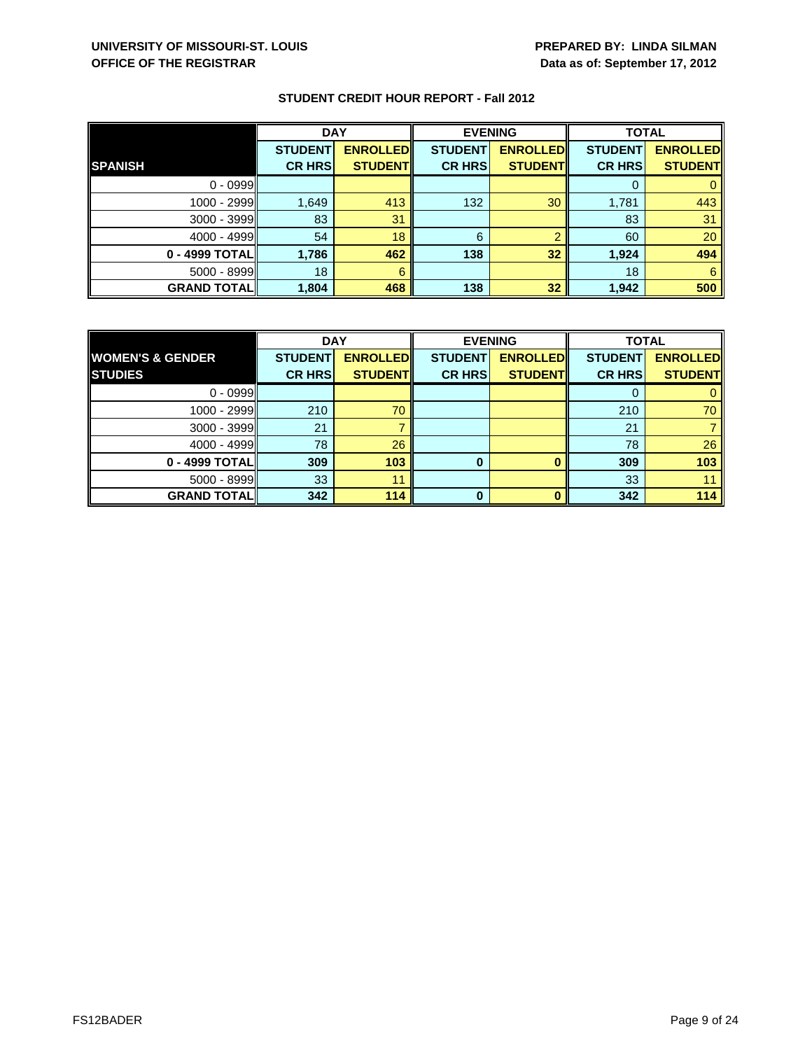UNIVERSITY OF MISSOURI-ST. LOUIS
OFFICE OF THE REGISTRAR

PREPARED BY: LINDA SILMAN
Data as of: September 17, 2012

**STUDENT CREDIT HOUR REPORT - Fall 2012**

| | DAY | | EVENING | | TOTAL | |
|---|---|---|---|---|---|---|
| **SPANISH** | **STUDENT CR HRS** | **ENROLLED STUDENT** | **STUDENT CR HRS** | **ENROLLED STUDENT** | **STUDENT CR HRS** | **ENROLLED STUDENT** |
| 0 - 0999 | | | | | 0 | 0 |
| 1000 - 2999 | 1,649 | 413 | 132 | 30 | 1,781 | 443 |
| 3000 - 3999 | 83 | 31 | | | 83 | 31 |
| 4000 - 4999 | 54 | 18 | 6 | 2 | 60 | 20 |
| **0 - 4999 TOTAL** | **1,786** | **462** | **138** | **32** | **1,924** | **494** |
| 5000 - 8999 | 18 | 6 | | | 18 | 6 |
| **GRAND TOTAL** | **1,804** | **468** | **138** | **32** | **1,942** | **500** |

| | DAY | | EVENING | | TOTAL | |
|---|---|---|---|---|---|---|
| **WOMEN'S & GENDER STUDIES** | **STUDENT CR HRS** | **ENROLLED STUDENT** | **STUDENT CR HRS** | **ENROLLED STUDENT** | **STUDENT CR HRS** | **ENROLLED STUDENT** |
| 0 - 0999 | | | | | 0 | 0 |
| 1000 - 2999 | 210 | 70 | | | 210 | 70 |
| 3000 - 3999 | 21 | 7 | | | 21 | 7 |
| 4000 - 4999 | 78 | 26 | | | 78 | 26 |
| **0 - 4999 TOTAL** | **309** | **103** | **0** | **0** | **309** | **103** |
| 5000 - 8999 | 33 | 11 | | | 33 | 11 |
| **GRAND TOTAL** | **342** | **114** | **0** | **0** | **342** | **114** |

FS12BADER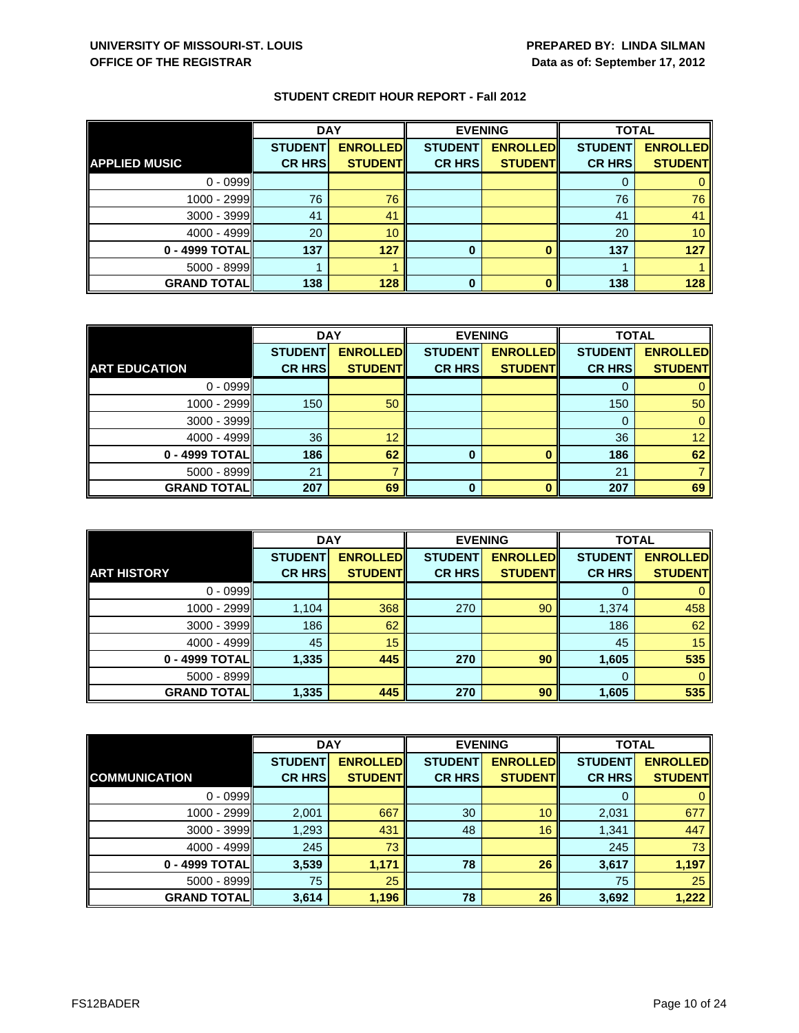**UNIVERSITY OF MISSOURI-ST. LOUIS**
**OFFICE OF THE REGISTRAR**

**PREPARED BY: LINDA SILMAN**
**Data as of: September 17, 2012**

## STUDENT CREDIT HOUR REPORT - Fall 2012

| | DAY | | EVENING | | TOTAL | |
|---|---|---|---|---|---|---|
| **APPLIED MUSIC** | **STUDENT CR HRS** | **ENROLLED STUDENT** | **STUDENT CR HRS** | **ENROLLED STUDENT** | **STUDENT CR HRS** | **ENROLLED STUDENT** |
| 0 - 0999 | | | | | 0 | 0 |
| 1000 - 2999 | 76 | 76 | | | 76 | 76 |
| 3000 - 3999 | 41 | 41 | | | 41 | 41 |
| 4000 - 4999 | 20 | 10 | | | 20 | 10 |
| **0 - 4999 TOTAL** | **137** | **127** | **0** | **0** | **137** | **127** |
| 5000 - 8999 | 1 | 1 | | | 1 | 1 |
| **GRAND TOTAL** | **138** | **128** | **0** | **0** | **138** | **128** |

| | DAY | | EVENING | | TOTAL | |
|---|---|---|---|---|---|---|
| **ART EDUCATION** | **STUDENT CR HRS** | **ENROLLED STUDENT** | **STUDENT CR HRS** | **ENROLLED STUDENT** | **STUDENT CR HRS** | **ENROLLED STUDENT** |
| 0 - 0999 | | | | | 0 | 0 |
| 1000 - 2999 | 150 | 50 | | | 150 | 50 |
| 3000 - 3999 | | | | | 0 | 0 |
| 4000 - 4999 | 36 | 12 | | | 36 | 12 |
| **0 - 4999 TOTAL** | **186** | **62** | **0** | **0** | **186** | **62** |
| 5000 - 8999 | 21 | 7 | | | 21 | 7 |
| **GRAND TOTAL** | **207** | **69** | **0** | **0** | **207** | **69** |

| | DAY | | EVENING | | TOTAL | |
|---|---|---|---|---|---|---|
| **ART HISTORY** | **STUDENT CR HRS** | **ENROLLED STUDENT** | **STUDENT CR HRS** | **ENROLLED STUDENT** | **STUDENT CR HRS** | **ENROLLED STUDENT** |
| 0 - 0999 | | | | | 0 | 0 |
| 1000 - 2999 | 1,104 | 368 | 270 | 90 | 1,374 | 458 |
| 3000 - 3999 | 186 | 62 | | | 186 | 62 |
| 4000 - 4999 | 45 | 15 | | | 45 | 15 |
| **0 - 4999 TOTAL** | **1,335** | **445** | **270** | **90** | **1,605** | **535** |
| 5000 - 8999 | | | | | 0 | 0 |
| **GRAND TOTAL** | **1,335** | **445** | **270** | **90** | **1,605** | **535** |

| | DAY | | EVENING | | TOTAL | |
|---|---|---|---|---|---|---|
| **COMMUNICATION** | **STUDENT CR HRS** | **ENROLLED STUDENT** | **STUDENT CR HRS** | **ENROLLED STUDENT** | **STUDENT CR HRS** | **ENROLLED STUDENT** |
| 0 - 0999 | | | | | 0 | 0 |
| 1000 - 2999 | 2,001 | 667 | 30 | 10 | 2,031 | 677 |
| 3000 - 3999 | 1,293 | 431 | 48 | 16 | 1,341 | 447 |
| 4000 - 4999 | 245 | 73 | | | 245 | 73 |
| **0 - 4999 TOTAL** | **3,539** | **1,171** | **78** | **26** | **3,617** | **1,197** |
| 5000 - 8999 | 75 | 25 | | | 75 | 25 |
| **GRAND TOTAL** | **3,614** | **1,196** | **78** | **26** | **3,692** | **1,222** |

FS12BADER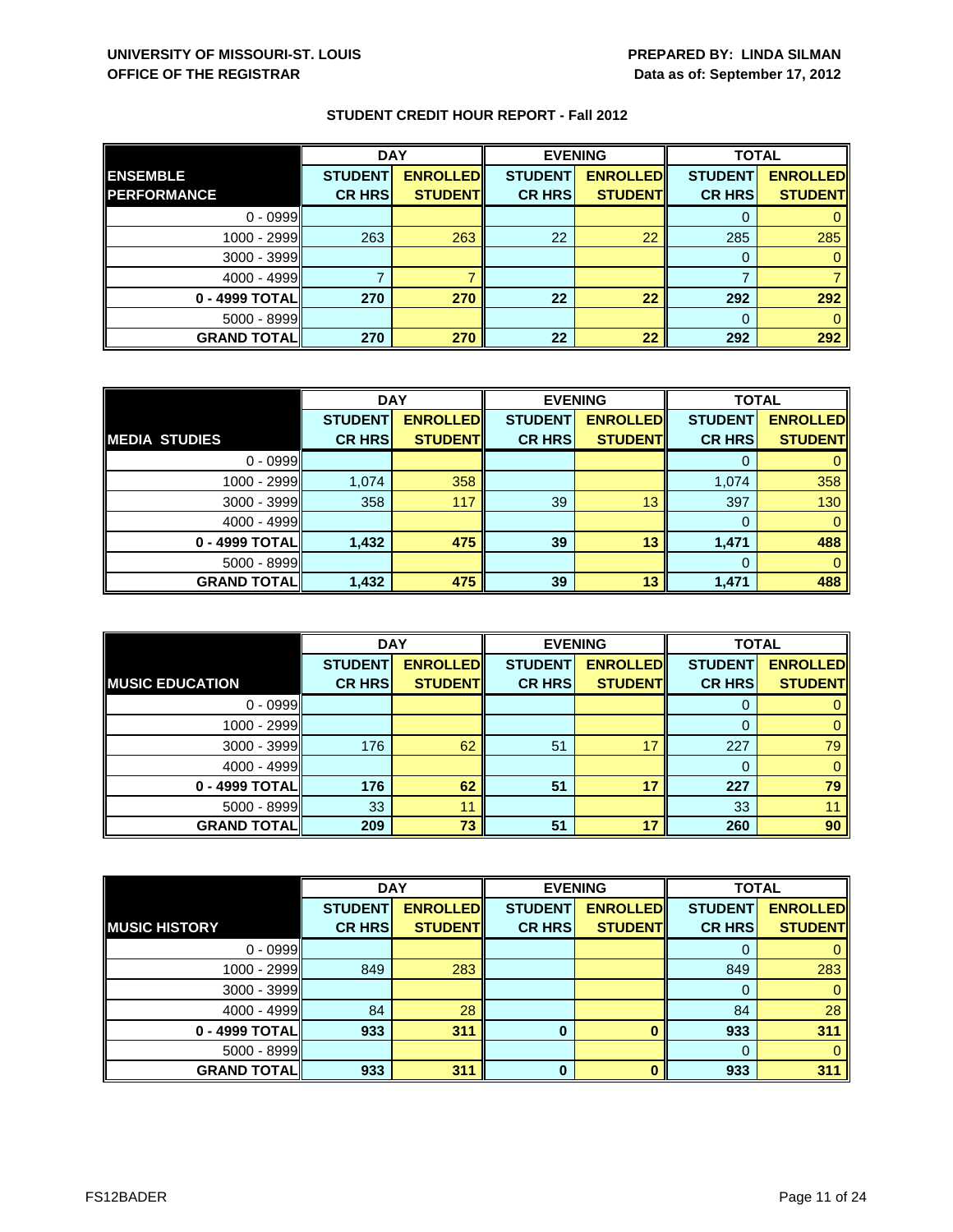**UNIVERSITY OF MISSOURI-ST. LOUIS**
**OFFICE OF THE REGISTRAR**

**PREPARED BY: LINDA SILMAN**
**Data as of: September 17, 2012**

## STUDENT CREDIT HOUR REPORT - Fall 2012

| | DAY | | EVENING | | TOTAL | |
|---|---|---|---|---|---|---|
| **ENSEMBLE PERFORMANCE** | **STUDENT CR HRS** | **ENROLLED STUDENT** | **STUDENT CR HRS** | **ENROLLED STUDENT** | **STUDENT CR HRS** | **ENROLLED STUDENT** |
| 0 - 0999 | | | | | 0 | 0 |
| 1000 - 2999 | 263 | 263 | 22 | 22 | 285 | 285 |
| 3000 - 3999 | | | | | 0 | 0 |
| 4000 - 4999 | 7 | 7 | | | 7 | 7 |
| **0 - 4999 TOTAL** | **270** | **270** | **22** | **22** | **292** | **292** |
| 5000 - 8999 | | | | | 0 | 0 |
| **GRAND TOTAL** | **270** | **270** | **22** | **22** | **292** | **292** |

| | DAY | | EVENING | | TOTAL | |
|---|---|---|---|---|---|---|
| **MEDIA STUDIES** | **STUDENT CR HRS** | **ENROLLED STUDENT** | **STUDENT CR HRS** | **ENROLLED STUDENT** | **STUDENT CR HRS** | **ENROLLED STUDENT** |
| 0 - 0999 | | | | | 0 | 0 |
| 1000 - 2999 | 1,074 | 358 | | | 1,074 | 358 |
| 3000 - 3999 | 358 | 117 | 39 | 13 | 397 | 130 |
| 4000 - 4999 | | | | | 0 | 0 |
| **0 - 4999 TOTAL** | **1,432** | **475** | **39** | **13** | **1,471** | **488** |
| 5000 - 8999 | | | | | 0 | 0 |
| **GRAND TOTAL** | **1,432** | **475** | **39** | **13** | **1,471** | **488** |

| | DAY | | EVENING | | TOTAL | |
|---|---|---|---|---|---|---|
| **MUSIC EDUCATION** | **STUDENT CR HRS** | **ENROLLED STUDENT** | **STUDENT CR HRS** | **ENROLLED STUDENT** | **STUDENT CR HRS** | **ENROLLED STUDENT** |
| 0 - 0999 | | | | | 0 | 0 |
| 1000 - 2999 | | | | | 0 | 0 |
| 3000 - 3999 | 176 | 62 | 51 | 17 | 227 | 79 |
| 4000 - 4999 | | | | | 0 | 0 |
| **0 - 4999 TOTAL** | **176** | **62** | **51** | **17** | **227** | **79** |
| 5000 - 8999 | 33 | 11 | | | 33 | 11 |
| **GRAND TOTAL** | **209** | **73** | **51** | **17** | **260** | **90** |

| | DAY | | EVENING | | TOTAL | |
|---|---|---|---|---|---|---|
| **MUSIC HISTORY** | **STUDENT CR HRS** | **ENROLLED STUDENT** | **STUDENT CR HRS** | **ENROLLED STUDENT** | **STUDENT CR HRS** | **ENROLLED STUDENT** |
| 0 - 0999 | | | | | 0 | 0 |
| 1000 - 2999 | 849 | 283 | | | 849 | 283 |
| 3000 - 3999 | | | | | 0 | 0 |
| 4000 - 4999 | 84 | 28 | | | 84 | 28 |
| **0 - 4999 TOTAL** | **933** | **311** | **0** | **0** | **933** | **311** |
| 5000 - 8999 | | | | | 0 | 0 |
| **GRAND TOTAL** | **933** | **311** | **0** | **0** | **933** | **311** |

FS12BADER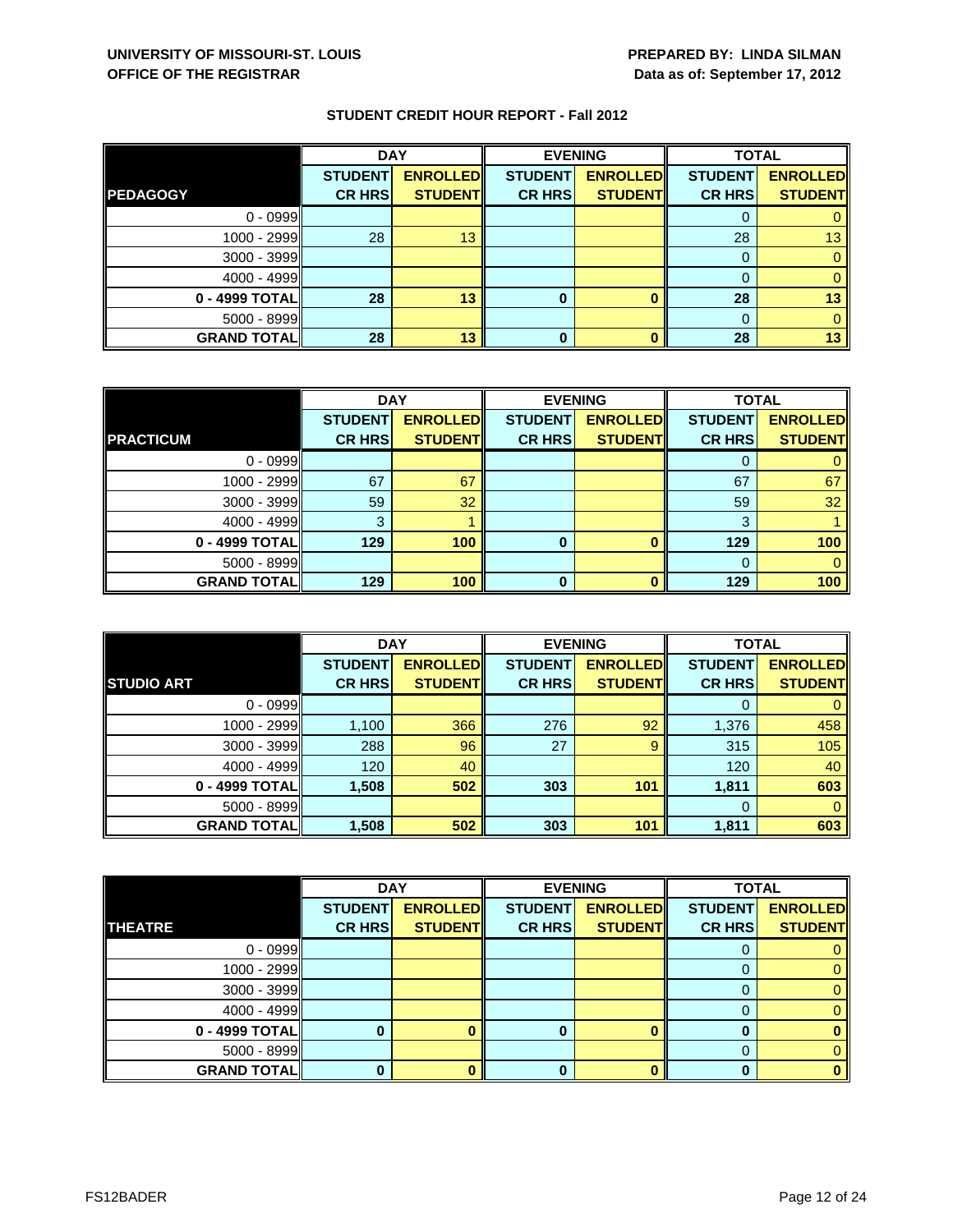**UNIVERSITY OF MISSOURI-ST. LOUIS**
**OFFICE OF THE REGISTRAR**

**PREPARED BY: LINDA SILMAN**
**Data as of: September 17, 2012**

## STUDENT CREDIT HOUR REPORT - Fall 2012

| | DAY | | EVENING | | TOTAL | |
|---|---|---|---|---|---|---|
| **PEDAGOGY** | **STUDENT CR HRS** | **ENROLLED STUDENT** | **STUDENT CR HRS** | **ENROLLED STUDENT** | **STUDENT CR HRS** | **ENROLLED STUDENT** |
| 0 - 0999 | | | | | 0 | 0 |
| 1000 - 2999 | 28 | 13 | | | 28 | 13 |
| 3000 - 3999 | | | | | 0 | 0 |
| 4000 - 4999 | | | | | 0 | 0 |
| **0 - 4999 TOTAL** | **28** | **13** | **0** | **0** | **28** | **13** |
| 5000 - 8999 | | | | | 0 | 0 |
| **GRAND TOTAL** | **28** | **13** | **0** | **0** | **28** | **13** |

| | DAY | | EVENING | | TOTAL | |
|---|---|---|---|---|---|---|
| **PRACTICUM** | **STUDENT CR HRS** | **ENROLLED STUDENT** | **STUDENT CR HRS** | **ENROLLED STUDENT** | **STUDENT CR HRS** | **ENROLLED STUDENT** |
| 0 - 0999 | | | | | 0 | 0 |
| 1000 - 2999 | 67 | 67 | | | 67 | 67 |
| 3000 - 3999 | 59 | 32 | | | 59 | 32 |
| 4000 - 4999 | 3 | 1 | | | 3 | 1 |
| **0 - 4999 TOTAL** | **129** | **100** | **0** | **0** | **129** | **100** |
| 5000 - 8999 | | | | | 0 | 0 |
| **GRAND TOTAL** | **129** | **100** | **0** | **0** | **129** | **100** |

| | DAY | | EVENING | | TOTAL | |
|---|---|---|---|---|---|---|
| **STUDIO ART** | **STUDENT CR HRS** | **ENROLLED STUDENT** | **STUDENT CR HRS** | **ENROLLED STUDENT** | **STUDENT CR HRS** | **ENROLLED STUDENT** |
| 0 - 0999 | | | | | 0 | 0 |
| 1000 - 2999 | 1,100 | 366 | 276 | 92 | 1,376 | 458 |
| 3000 - 3999 | 288 | 96 | 27 | 9 | 315 | 105 |
| 4000 - 4999 | 120 | 40 | | | 120 | 40 |
| **0 - 4999 TOTAL** | **1,508** | **502** | **303** | **101** | **1,811** | **603** |
| 5000 - 8999 | | | | | 0 | 0 |
| **GRAND TOTAL** | **1,508** | **502** | **303** | **101** | **1,811** | **603** |

| | DAY | | EVENING | | TOTAL | |
|---|---|---|---|---|---|---|
| **THEATRE** | **STUDENT CR HRS** | **ENROLLED STUDENT** | **STUDENT CR HRS** | **ENROLLED STUDENT** | **STUDENT CR HRS** | **ENROLLED STUDENT** |
| 0 - 0999 | | | | | 0 | 0 |
| 1000 - 2999 | | | | | 0 | 0 |
| 3000 - 3999 | | | | | 0 | 0 |
| 4000 - 4999 | | | | | 0 | 0 |
| **0 - 4999 TOTAL** | **0** | **0** | **0** | **0** | **0** | **0** |
| 5000 - 8999 | | | | | 0 | 0 |
| **GRAND TOTAL** | **0** | **0** | **0** | **0** | **0** | **0** |

FS12BADER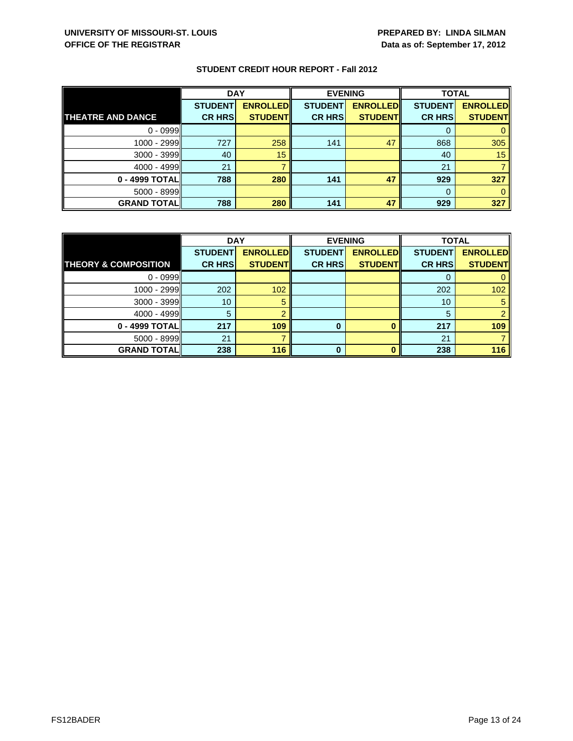**UNIVERSITY OF MISSOURI-ST. LOUIS**
**OFFICE OF THE REGISTRAR**

**PREPARED BY: LINDA SILMAN**
**Data as of: September 17, 2012**

**STUDENT CREDIT HOUR REPORT - Fall 2012**

| | DAY | | EVENING | | TOTAL | |
|---|---|---|---|---|---|---|
| **THEATRE AND DANCE** | **STUDENT CR HRS** | **ENROLLED STUDENT** | **STUDENT CR HRS** | **ENROLLED STUDENT** | **STUDENT CR HRS** | **ENROLLED STUDENT** |
| 0 - 0999 | | | | | 0 | 0 |
| 1000 - 2999 | 727 | 258 | 141 | 47 | 868 | 305 |
| 3000 - 3999 | 40 | 15 | | | 40 | 15 |
| 4000 - 4999 | 21 | 7 | | | 21 | 7 |
| **0 - 4999 TOTAL** | **788** | **280** | **141** | **47** | **929** | **327** |
| 5000 - 8999 | | | | | 0 | 0 |
| **GRAND TOTAL** | **788** | **280** | **141** | **47** | **929** | **327** |

| | DAY | | EVENING | | TOTAL | |
|---|---|---|---|---|---|---|
| **THEORY & COMPOSITION** | **STUDENT CR HRS** | **ENROLLED STUDENT** | **STUDENT CR HRS** | **ENROLLED STUDENT** | **STUDENT CR HRS** | **ENROLLED STUDENT** |
| 0 - 0999 | | | | | 0 | 0 |
| 1000 - 2999 | 202 | 102 | | | 202 | 102 |
| 3000 - 3999 | 10 | 5 | | | 10 | 5 |
| 4000 - 4999 | 5 | 2 | | | 5 | 2 |
| **0 - 4999 TOTAL** | **217** | **109** | **0** | **0** | **217** | **109** |
| 5000 - 8999 | 21 | 7 | | | 21 | 7 |
| **GRAND TOTAL** | **238** | **116** | **0** | **0** | **238** | **116** |

FS12BADER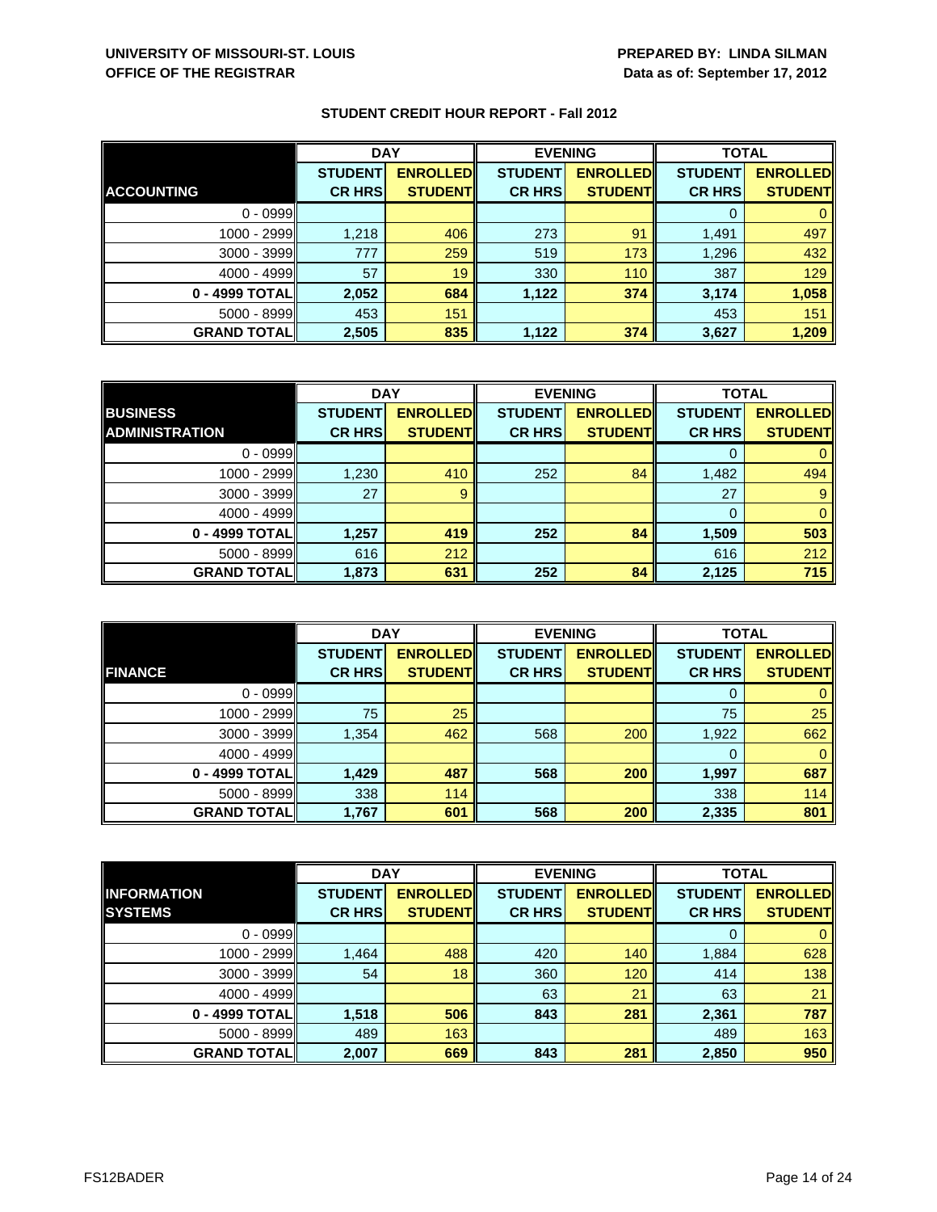**UNIVERSITY OF MISSOURI-ST. LOUIS**
**OFFICE OF THE REGISTRAR**

**PREPARED BY: LINDA SILMAN**
**Data as of: September 17, 2012**

## STUDENT CREDIT HOUR REPORT - Fall 2012

| | DAY | | EVENING | | TOTAL | |
|---|---|---|---|---|---|---|
| **ACCOUNTING** | **STUDENT CR HRS** | **ENROLLED STUDENT** | **STUDENT CR HRS** | **ENROLLED STUDENT** | **STUDENT CR HRS** | **ENROLLED STUDENT** |
| 0 - 0999 | | | | | 0 | 0 |
| 1000 - 2999 | 1,218 | 406 | 273 | 91 | 1,491 | 497 |
| 3000 - 3999 | 777 | 259 | 519 | 173 | 1,296 | 432 |
| 4000 - 4999 | 57 | 19 | 330 | 110 | 387 | 129 |
| **0 - 4999 TOTAL** | **2,052** | **684** | **1,122** | **374** | **3,174** | **1,058** |
| 5000 - 8999 | 453 | 151 | | | 453 | 151 |
| **GRAND TOTAL** | **2,505** | **835** | **1,122** | **374** | **3,627** | **1,209** |

| | DAY | | EVENING | | TOTAL | |
|---|---|---|---|---|---|---|
| **BUSINESS ADMINISTRATION** | **STUDENT CR HRS** | **ENROLLED STUDENT** | **STUDENT CR HRS** | **ENROLLED STUDENT** | **STUDENT CR HRS** | **ENROLLED STUDENT** |
| 0 - 0999 | | | | | 0 | 0 |
| 1000 - 2999 | 1,230 | 410 | 252 | 84 | 1,482 | 494 |
| 3000 - 3999 | 27 | 9 | | | 27 | 9 |
| 4000 - 4999 | | | | | 0 | 0 |
| **0 - 4999 TOTAL** | **1,257** | **419** | **252** | **84** | **1,509** | **503** |
| 5000 - 8999 | 616 | 212 | | | 616 | 212 |
| **GRAND TOTAL** | **1,873** | **631** | **252** | **84** | **2,125** | **715** |

| | DAY | | EVENING | | TOTAL | |
|---|---|---|---|---|---|---|
| **FINANCE** | **STUDENT CR HRS** | **ENROLLED STUDENT** | **STUDENT CR HRS** | **ENROLLED STUDENT** | **STUDENT CR HRS** | **ENROLLED STUDENT** |
| 0 - 0999 | | | | | 0 | 0 |
| 1000 - 2999 | 75 | 25 | | | 75 | 25 |
| 3000 - 3999 | 1,354 | 462 | 568 | 200 | 1,922 | 662 |
| 4000 - 4999 | | | | | 0 | 0 |
| **0 - 4999 TOTAL** | **1,429** | **487** | **568** | **200** | **1,997** | **687** |
| 5000 - 8999 | 338 | 114 | | | 338 | 114 |
| **GRAND TOTAL** | **1,767** | **601** | **568** | **200** | **2,335** | **801** |

| | DAY | | EVENING | | TOTAL | |
|---|---|---|---|---|---|---|
| **INFORMATION SYSTEMS** | **STUDENT CR HRS** | **ENROLLED STUDENT** | **STUDENT CR HRS** | **ENROLLED STUDENT** | **STUDENT CR HRS** | **ENROLLED STUDENT** |
| 0 - 0999 | | | | | 0 | 0 |
| 1000 - 2999 | 1,464 | 488 | 420 | 140 | 1,884 | 628 |
| 3000 - 3999 | 54 | 18 | 360 | 120 | 414 | 138 |
| 4000 - 4999 | | | 63 | 21 | 63 | 21 |
| **0 - 4999 TOTAL** | **1,518** | **506** | **843** | **281** | **2,361** | **787** |
| 5000 - 8999 | 489 | 163 | | | 489 | 163 |
| **GRAND TOTAL** | **2,007** | **669** | **843** | **281** | **2,850** | **950** |

FS12BADER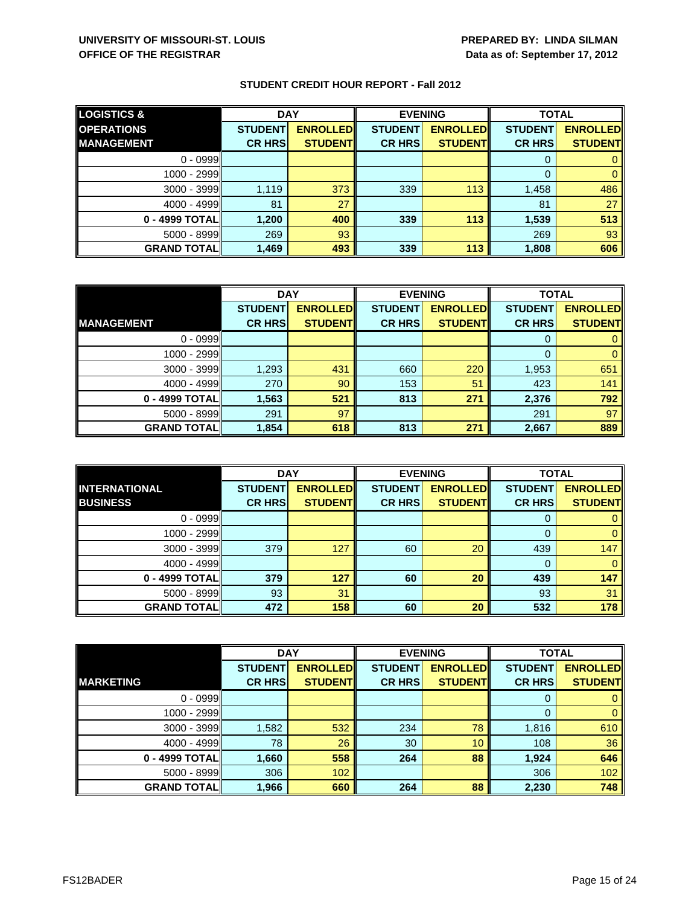**UNIVERSITY OF MISSOURI-ST. LOUIS**
**OFFICE OF THE REGISTRAR**

**PREPARED BY: LINDA SILMAN**
**Data as of: September 17, 2012**

## STUDENT CREDIT HOUR REPORT - Fall 2012

| LOGISTICS & OPERATIONS MANAGEMENT | DAY | | EVENING | | TOTAL | |
|---|---|---|---|---|---|---|
| | STUDENT CR HRS | ENROLLED STUDENT | STUDENT CR HRS | ENROLLED STUDENT | STUDENT CR HRS | ENROLLED STUDENT |
| 0 - 0999 | | | | | 0 | 0 |
| 1000 - 2999 | | | | | 0 | 0 |
| 3000 - 3999 | 1,119 | 373 | 339 | 113 | 1,458 | 486 |
| 4000 - 4999 | 81 | 27 | | | 81 | 27 |
| **0 - 4999 TOTAL** | **1,200** | **400** | **339** | **113** | **1,539** | **513** |
| 5000 - 8999 | 269 | 93 | | | 269 | 93 |
| **GRAND TOTAL** | **1,469** | **493** | **339** | **113** | **1,808** | **606** |

| MANAGEMENT | DAY | | EVENING | | TOTAL | |
|---|---|---|---|---|---|---|
| | STUDENT CR HRS | ENROLLED STUDENT | STUDENT CR HRS | ENROLLED STUDENT | STUDENT CR HRS | ENROLLED STUDENT |
| 0 - 0999 | | | | | 0 | 0 |
| 1000 - 2999 | | | | | 0 | 0 |
| 3000 - 3999 | 1,293 | 431 | 660 | 220 | 1,953 | 651 |
| 4000 - 4999 | 270 | 90 | 153 | 51 | 423 | 141 |
| **0 - 4999 TOTAL** | **1,563** | **521** | **813** | **271** | **2,376** | **792** |
| 5000 - 8999 | 291 | 97 | | | 291 | 97 |
| **GRAND TOTAL** | **1,854** | **618** | **813** | **271** | **2,667** | **889** |

| INTERNATIONAL BUSINESS | DAY | | EVENING | | TOTAL | |
|---|---|---|---|---|---|---|
| | STUDENT CR HRS | ENROLLED STUDENT | STUDENT CR HRS | ENROLLED STUDENT | STUDENT CR HRS | ENROLLED STUDENT |
| 0 - 0999 | | | | | 0 | 0 |
| 1000 - 2999 | | | | | 0 | 0 |
| 3000 - 3999 | 379 | 127 | 60 | 20 | 439 | 147 |
| 4000 - 4999 | | | | | 0 | 0 |
| **0 - 4999 TOTAL** | **379** | **127** | **60** | **20** | **439** | **147** |
| 5000 - 8999 | 93 | 31 | | | 93 | 31 |
| **GRAND TOTAL** | **472** | **158** | **60** | **20** | **532** | **178** |

| MARKETING | DAY | | EVENING | | TOTAL | |
|---|---|---|---|---|---|---|
| | STUDENT CR HRS | ENROLLED STUDENT | STUDENT CR HRS | ENROLLED STUDENT | STUDENT CR HRS | ENROLLED STUDENT |
| 0 - 0999 | | | | | 0 | 0 |
| 1000 - 2999 | | | | | 0 | 0 |
| 3000 - 3999 | 1,582 | 532 | 234 | 78 | 1,816 | 610 |
| 4000 - 4999 | 78 | 26 | 30 | 10 | 108 | 36 |
| **0 - 4999 TOTAL** | **1,660** | **558** | **264** | **88** | **1,924** | **646** |
| 5000 - 8999 | 306 | 102 | | | 306 | 102 |
| **GRAND TOTAL** | **1,966** | **660** | **264** | **88** | **2,230** | **748** |

FS12BADER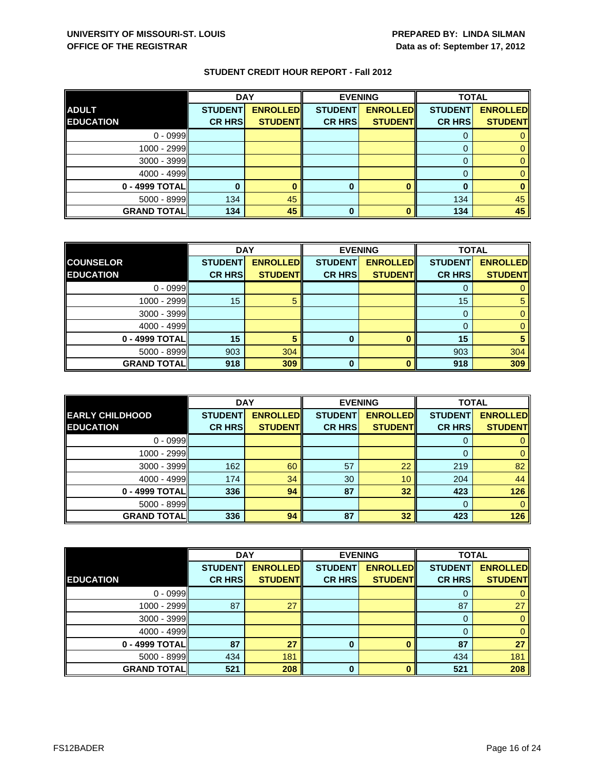**UNIVERSITY OF MISSOURI-ST. LOUIS**
**OFFICE OF THE REGISTRAR**

**PREPARED BY: LINDA SILMAN**
**Data as of: September 17, 2012**

## STUDENT CREDIT HOUR REPORT - Fall 2012

| | DAY | | EVENING | | TOTAL | |
|---|---|---|---|---|---|---|
| **ADULT EDUCATION** | **STUDENT CR HRS** | **ENROLLED STUDENT** | **STUDENT CR HRS** | **ENROLLED STUDENT** | **STUDENT CR HRS** | **ENROLLED STUDENT** |
| 0 - 0999 | | | | | 0 | 0 |
| 1000 - 2999 | | | | | 0 | 0 |
| 3000 - 3999 | | | | | 0 | 0 |
| 4000 - 4999 | | | | | 0 | 0 |
| **0 - 4999 TOTAL** | **0** | **0** | **0** | **0** | **0** | **0** |
| 5000 - 8999 | 134 | 45 | | | 134 | 45 |
| **GRAND TOTAL** | **134** | **45** | **0** | **0** | **134** | **45** |

| | DAY | | EVENING | | TOTAL | |
|---|---|---|---|---|---|---|
| **COUNSELOR EDUCATION** | **STUDENT CR HRS** | **ENROLLED STUDENT** | **STUDENT CR HRS** | **ENROLLED STUDENT** | **STUDENT CR HRS** | **ENROLLED STUDENT** |
| 0 - 0999 | | | | | 0 | 0 |
| 1000 - 2999 | 15 | 5 | | | 15 | 5 |
| 3000 - 3999 | | | | | 0 | 0 |
| 4000 - 4999 | | | | | 0 | 0 |
| **0 - 4999 TOTAL** | **15** | **5** | **0** | **0** | **15** | **5** |
| 5000 - 8999 | 903 | 304 | | | 903 | 304 |
| **GRAND TOTAL** | **918** | **309** | **0** | **0** | **918** | **309** |

| | DAY | | EVENING | | TOTAL | |
|---|---|---|---|---|---|---|
| **EARLY CHILDHOOD EDUCATION** | **STUDENT CR HRS** | **ENROLLED STUDENT** | **STUDENT CR HRS** | **ENROLLED STUDENT** | **STUDENT CR HRS** | **ENROLLED STUDENT** |
| 0 - 0999 | | | | | 0 | 0 |
| 1000 - 2999 | | | | | 0 | 0 |
| 3000 - 3999 | 162 | 60 | 57 | 22 | 219 | 82 |
| 4000 - 4999 | 174 | 34 | 30 | 10 | 204 | 44 |
| **0 - 4999 TOTAL** | **336** | **94** | **87** | **32** | **423** | **126** |
| 5000 - 8999 | | | | | 0 | 0 |
| **GRAND TOTAL** | **336** | **94** | **87** | **32** | **423** | **126** |

| | DAY | | EVENING | | TOTAL | |
|---|---|---|---|---|---|---|
| **EDUCATION** | **STUDENT CR HRS** | **ENROLLED STUDENT** | **STUDENT CR HRS** | **ENROLLED STUDENT** | **STUDENT CR HRS** | **ENROLLED STUDENT** |
| 0 - 0999 | | | | | 0 | 0 |
| 1000 - 2999 | 87 | 27 | | | 87 | 27 |
| 3000 - 3999 | | | | | 0 | 0 |
| 4000 - 4999 | | | | | 0 | 0 |
| **0 - 4999 TOTAL** | **87** | **27** | **0** | **0** | **87** | **27** |
| 5000 - 8999 | 434 | 181 | | | 434 | 181 |
| **GRAND TOTAL** | **521** | **208** | **0** | **0** | **521** | **208** |

FS12BADER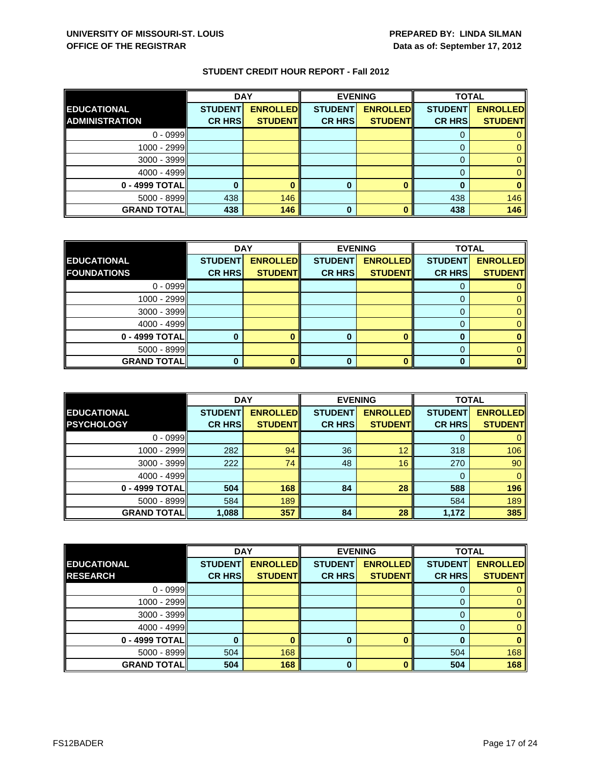UNIVERSITY OF MISSOURI-ST. LOUIS
OFFICE OF THE REGISTRAR

PREPARED BY: LINDA SILMAN
Data as of: September 17, 2012

## STUDENT CREDIT HOUR REPORT - Fall 2012

| | DAY | | EVENING | | TOTAL | |
|---|---|---|---|---|---|---|
| **EDUCATIONAL ADMINISTRATION** | **STUDENT CR HRS** | **ENROLLED STUDENT** | **STUDENT CR HRS** | **ENROLLED STUDENT** | **STUDENT CR HRS** | **ENROLLED STUDENT** |
| 0 - 0999 | | | | | 0 | 0 |
| 1000 - 2999 | | | | | 0 | 0 |
| 3000 - 3999 | | | | | 0 | 0 |
| 4000 - 4999 | | | | | 0 | 0 |
| **0 - 4999 TOTAL** | **0** | **0** | **0** | **0** | **0** | **0** |
| 5000 - 8999 | 438 | 146 | | | 438 | 146 |
| **GRAND TOTAL** | **438** | **146** | **0** | **0** | **438** | **146** |

| | DAY | | EVENING | | TOTAL | |
|---|---|---|---|---|---|---|
| **EDUCATIONAL FOUNDATIONS** | **STUDENT CR HRS** | **ENROLLED STUDENT** | **STUDENT CR HRS** | **ENROLLED STUDENT** | **STUDENT CR HRS** | **ENROLLED STUDENT** |
| 0 - 0999 | | | | | 0 | 0 |
| 1000 - 2999 | | | | | 0 | 0 |
| 3000 - 3999 | | | | | 0 | 0 |
| 4000 - 4999 | | | | | 0 | 0 |
| **0 - 4999 TOTAL** | **0** | **0** | **0** | **0** | **0** | **0** |
| 5000 - 8999 | | | | | 0 | 0 |
| **GRAND TOTAL** | **0** | **0** | **0** | **0** | **0** | **0** |

| | DAY | | EVENING | | TOTAL | |
|---|---|---|---|---|---|---|
| **EDUCATIONAL PSYCHOLOGY** | **STUDENT CR HRS** | **ENROLLED STUDENT** | **STUDENT CR HRS** | **ENROLLED STUDENT** | **STUDENT CR HRS** | **ENROLLED STUDENT** |
| 0 - 0999 | | | | | 0 | 0 |
| 1000 - 2999 | 282 | 94 | 36 | 12 | 318 | 106 |
| 3000 - 3999 | 222 | 74 | 48 | 16 | 270 | 90 |
| 4000 - 4999 | | | | | 0 | 0 |
| **0 - 4999 TOTAL** | **504** | **168** | **84** | **28** | **588** | **196** |
| 5000 - 8999 | 584 | 189 | | | 584 | 189 |
| **GRAND TOTAL** | **1,088** | **357** | **84** | **28** | **1,172** | **385** |

| | DAY | | EVENING | | TOTAL | |
|---|---|---|---|---|---|---|
| **EDUCATIONAL RESEARCH** | **STUDENT CR HRS** | **ENROLLED STUDENT** | **STUDENT CR HRS** | **ENROLLED STUDENT** | **STUDENT CR HRS** | **ENROLLED STUDENT** |
| 0 - 0999 | | | | | 0 | 0 |
| 1000 - 2999 | | | | | 0 | 0 |
| 3000 - 3999 | | | | | 0 | 0 |
| 4000 - 4999 | | | | | 0 | 0 |
| **0 - 4999 TOTAL** | **0** | **0** | **0** | **0** | **0** | **0** |
| 5000 - 8999 | 504 | 168 | | | 504 | 168 |
| **GRAND TOTAL** | **504** | **168** | **0** | **0** | **504** | **168** |

FS12BADER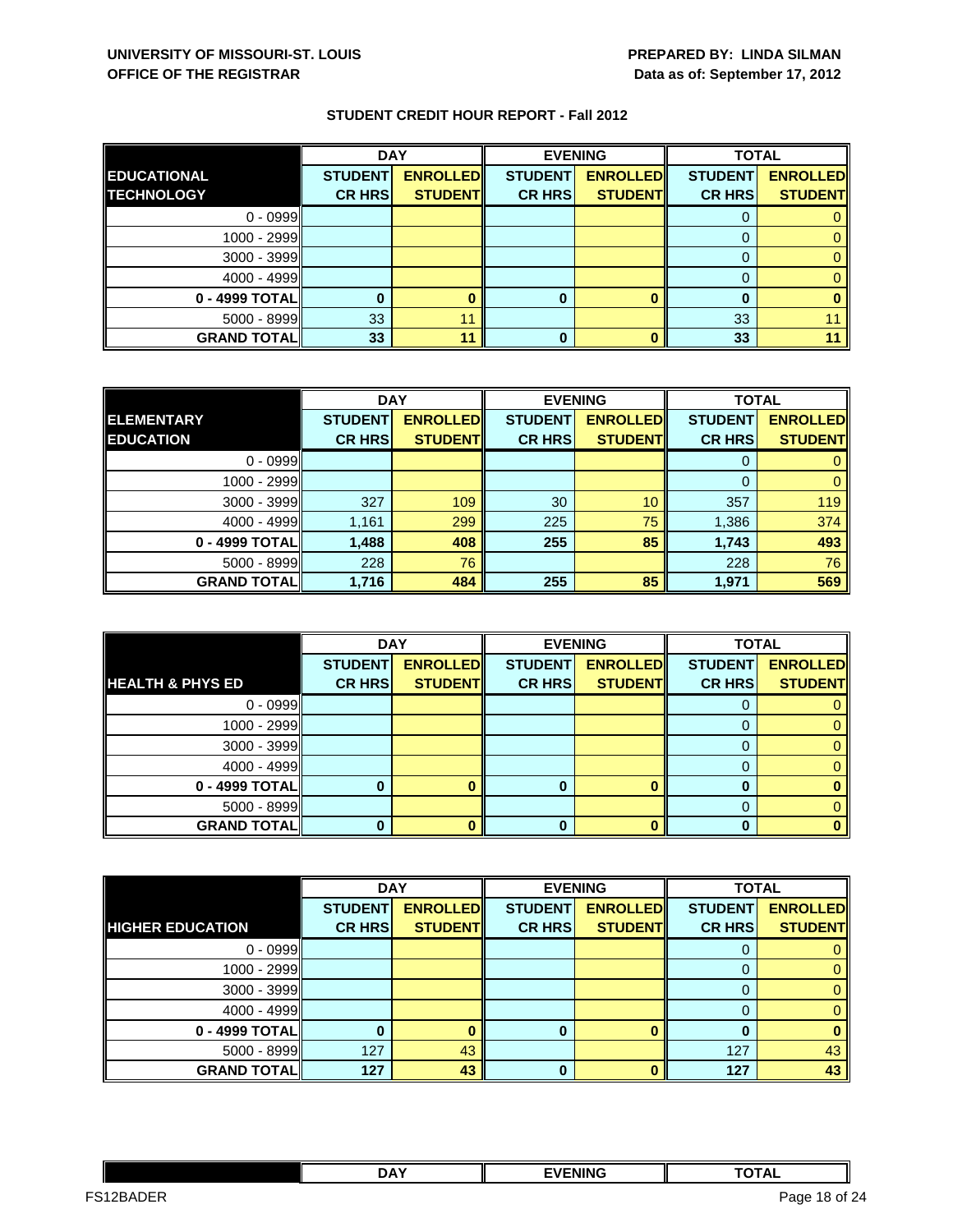**UNIVERSITY OF MISSOURI-ST. LOUIS**
**OFFICE OF THE REGISTRAR**

**PREPARED BY: LINDA SILMAN**
**Data as of: September 17, 2012**

**STUDENT CREDIT HOUR REPORT - Fall 2012**

| | DAY | | EVENING | | TOTAL | |
|---|---|---|---|---|---|---|
| **EDUCATIONAL TECHNOLOGY** | **STUDENT CR HRS** | **ENROLLED STUDENT** | **STUDENT CR HRS** | **ENROLLED STUDENT** | **STUDENT CR HRS** | **ENROLLED STUDENT** |
| 0 - 0999 | | | | | 0 | 0 |
| 1000 - 2999 | | | | | 0 | 0 |
| 3000 - 3999 | | | | | 0 | 0 |
| 4000 - 4999 | | | | | 0 | 0 |
| **0 - 4999 TOTAL** | **0** | **0** | **0** | **0** | **0** | **0** |
| 5000 - 8999 | 33 | 11 | | | 33 | 11 |
| **GRAND TOTAL** | **33** | **11** | **0** | **0** | **33** | **11** |

| | DAY | | EVENING | | TOTAL | |
|---|---|---|---|---|---|---|
| **ELEMENTARY EDUCATION** | **STUDENT CR HRS** | **ENROLLED STUDENT** | **STUDENT CR HRS** | **ENROLLED STUDENT** | **STUDENT CR HRS** | **ENROLLED STUDENT** |
| 0 - 0999 | | | | | 0 | 0 |
| 1000 - 2999 | | | | | 0 | 0 |
| 3000 - 3999 | 327 | 109 | 30 | 10 | 357 | 119 |
| 4000 - 4999 | 1,161 | 299 | 225 | 75 | 1,386 | 374 |
| **0 - 4999 TOTAL** | **1,488** | **408** | **255** | **85** | **1,743** | **493** |
| 5000 - 8999 | 228 | 76 | | | 228 | 76 |
| **GRAND TOTAL** | **1,716** | **484** | **255** | **85** | **1,971** | **569** |

| | DAY | | EVENING | | TOTAL | |
|---|---|---|---|---|---|---|
| **HEALTH & PHYS ED** | **STUDENT CR HRS** | **ENROLLED STUDENT** | **STUDENT CR HRS** | **ENROLLED STUDENT** | **STUDENT CR HRS** | **ENROLLED STUDENT** |
| 0 - 0999 | | | | | 0 | 0 |
| 1000 - 2999 | | | | | 0 | 0 |
| 3000 - 3999 | | | | | 0 | 0 |
| 4000 - 4999 | | | | | 0 | 0 |
| **0 - 4999 TOTAL** | **0** | **0** | **0** | **0** | **0** | **0** |
| 5000 - 8999 | | | | | 0 | 0 |
| **GRAND TOTAL** | **0** | **0** | **0** | **0** | **0** | **0** |

| | DAY | | EVENING | | TOTAL | |
|---|---|---|---|---|---|---|
| **HIGHER EDUCATION** | **STUDENT CR HRS** | **ENROLLED STUDENT** | **STUDENT CR HRS** | **ENROLLED STUDENT** | **STUDENT CR HRS** | **ENROLLED STUDENT** |
| 0 - 0999 | | | | | 0 | 0 |
| 1000 - 2999 | | | | | 0 | 0 |
| 3000 - 3999 | | | | | 0 | 0 |
| 4000 - 4999 | | | | | 0 | 0 |
| **0 - 4999 TOTAL** | **0** | **0** | **0** | **0** | **0** | **0** |
| 5000 - 8999 | 127 | 43 | | | 127 | 43 |
| **GRAND TOTAL** | **127** | **43** | **0** | **0** | **127** | **43** |

| | DAY | EVENING | TOTAL |
|---|---|---|---|

FS12BADER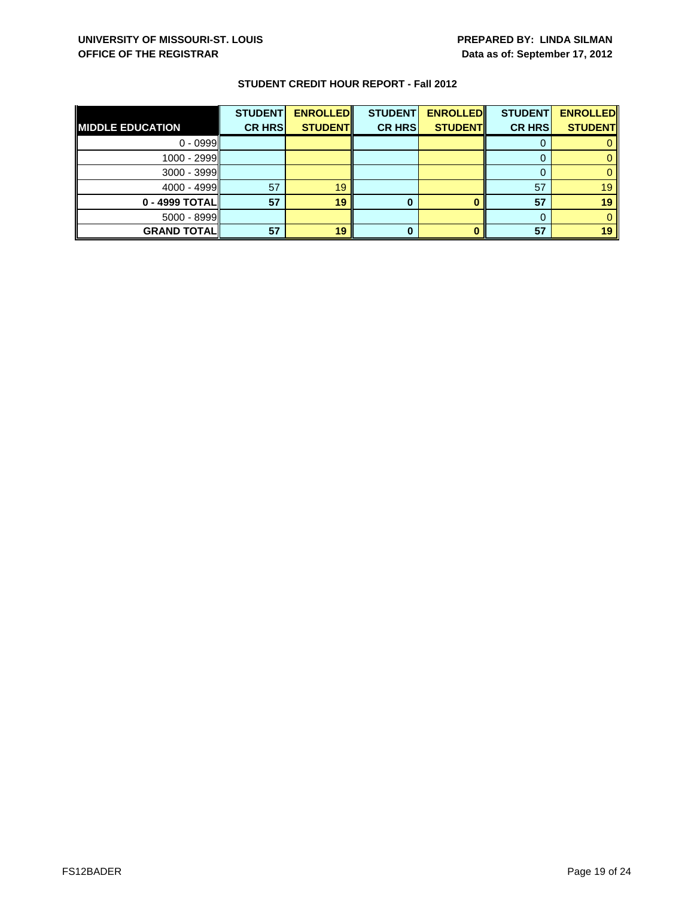UNIVERSITY OF MISSOURI-ST. LOUIS
OFFICE OF THE REGISTRAR

PREPARED BY: LINDA SILMAN
Data as of: September 17, 2012

## STUDENT CREDIT HOUR REPORT - Fall 2012

| MIDDLE EDUCATION | STUDENT CR HRS | ENROLLED STUDENT | STUDENT CR HRS | ENROLLED STUDENT | STUDENT CR HRS | ENROLLED STUDENT |
|---|---|---|---|---|---|---|
| 0 - 0999 | | | | | 0 | 0 |
| 1000 - 2999 | | | | | 0 | 0 |
| 3000 - 3999 | | | | | 0 | 0 |
| 4000 - 4999 | 57 | 19 | | | 57 | 19 |
| **0 - 4999 TOTAL** | **57** | **19** | **0** | **0** | **57** | **19** |
| 5000 - 8999 | | | | | 0 | 0 |
| **GRAND TOTAL** | **57** | **19** | **0** | **0** | **57** | **19** |

FS12BADER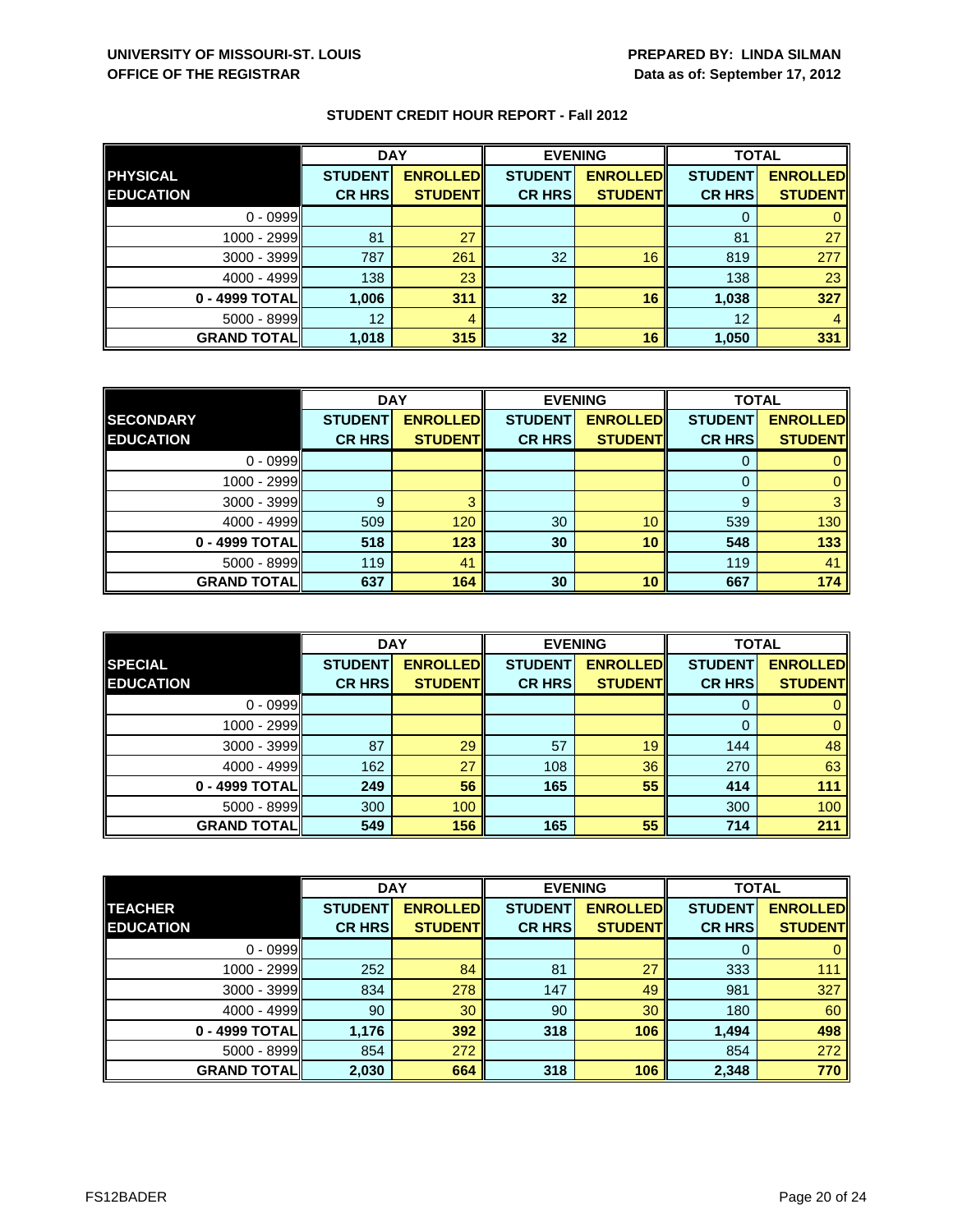**UNIVERSITY OF MISSOURI-ST. LOUIS**
**OFFICE OF THE REGISTRAR**

**PREPARED BY: LINDA SILMAN**
**Data as of: September 17, 2012**

## STUDENT CREDIT HOUR REPORT - Fall 2012

| PHYSICAL EDUCATION | DAY | | EVENING | | TOTAL | |
|---|---|---|---|---|---|---|
| | STUDENT CR HRS | ENROLLED STUDENT | STUDENT CR HRS | ENROLLED STUDENT | STUDENT CR HRS | ENROLLED STUDENT |
| 0 - 0999 | | | | | 0 | 0 |
| 1000 - 2999 | 81 | 27 | | | 81 | 27 |
| 3000 - 3999 | 787 | 261 | 32 | 16 | 819 | 277 |
| 4000 - 4999 | 138 | 23 | | | 138 | 23 |
| **0 - 4999 TOTAL** | **1,006** | **311** | **32** | **16** | **1,038** | **327** |
| 5000 - 8999 | 12 | 4 | | | 12 | 4 |
| **GRAND TOTAL** | **1,018** | **315** | **32** | **16** | **1,050** | **331** |

| SECONDARY EDUCATION | DAY | | EVENING | | TOTAL | |
|---|---|---|---|---|---|---|
| | STUDENT CR HRS | ENROLLED STUDENT | STUDENT CR HRS | ENROLLED STUDENT | STUDENT CR HRS | ENROLLED STUDENT |
| 0 - 0999 | | | | | 0 | 0 |
| 1000 - 2999 | | | | | 0 | 0 |
| 3000 - 3999 | 9 | 3 | | | 9 | 3 |
| 4000 - 4999 | 509 | 120 | 30 | 10 | 539 | 130 |
| **0 - 4999 TOTAL** | **518** | **123** | **30** | **10** | **548** | **133** |
| 5000 - 8999 | 119 | 41 | | | 119 | 41 |
| **GRAND TOTAL** | **637** | **164** | **30** | **10** | **667** | **174** |

| SPECIAL EDUCATION | DAY | | EVENING | | TOTAL | |
|---|---|---|---|---|---|---|
| | STUDENT CR HRS | ENROLLED STUDENT | STUDENT CR HRS | ENROLLED STUDENT | STUDENT CR HRS | ENROLLED STUDENT |
| 0 - 0999 | | | | | 0 | 0 |
| 1000 - 2999 | | | | | 0 | 0 |
| 3000 - 3999 | 87 | 29 | 57 | 19 | 144 | 48 |
| 4000 - 4999 | 162 | 27 | 108 | 36 | 270 | 63 |
| **0 - 4999 TOTAL** | **249** | **56** | **165** | **55** | **414** | **111** |
| 5000 - 8999 | 300 | 100 | | | 300 | 100 |
| **GRAND TOTAL** | **549** | **156** | **165** | **55** | **714** | **211** |

| TEACHER EDUCATION | DAY | | EVENING | | TOTAL | |
|---|---|---|---|---|---|---|
| | STUDENT CR HRS | ENROLLED STUDENT | STUDENT CR HRS | ENROLLED STUDENT | STUDENT CR HRS | ENROLLED STUDENT |
| 0 - 0999 | | | | | 0 | 0 |
| 1000 - 2999 | 252 | 84 | 81 | 27 | 333 | 111 |
| 3000 - 3999 | 834 | 278 | 147 | 49 | 981 | 327 |
| 4000 - 4999 | 90 | 30 | 90 | 30 | 180 | 60 |
| **0 - 4999 TOTAL** | **1,176** | **392** | **318** | **106** | **1,494** | **498** |
| 5000 - 8999 | 854 | 272 | | | 854 | 272 |
| **GRAND TOTAL** | **2,030** | **664** | **318** | **106** | **2,348** | **770** |

FS12BADER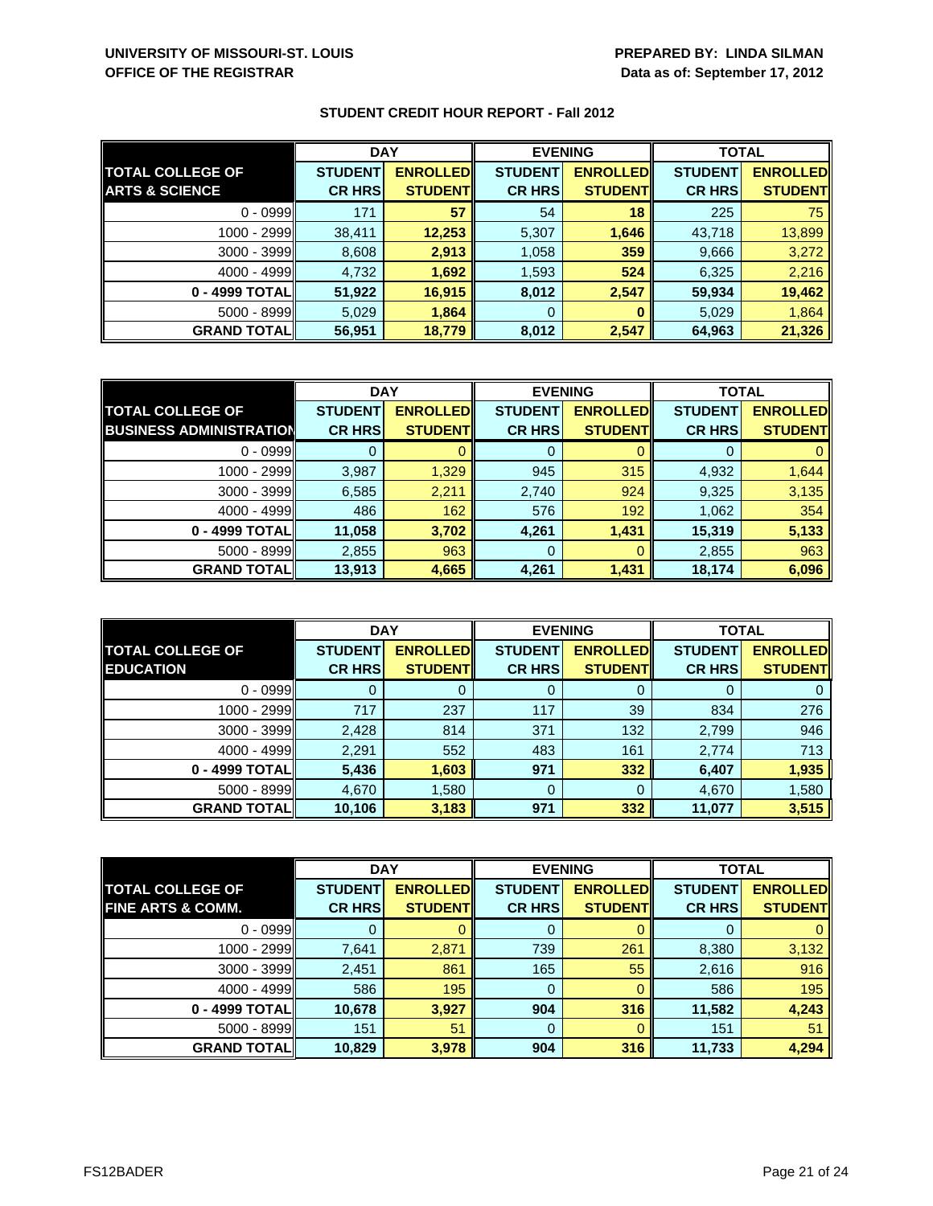**UNIVERSITY OF MISSOURI-ST. LOUIS**
**OFFICE OF THE REGISTRAR**

**PREPARED BY: LINDA SILMAN**
**Data as of: September 17, 2012**

## STUDENT CREDIT HOUR REPORT - Fall 2012

| | DAY | | EVENING | | TOTAL | |
|---|---|---|---|---|---|---|
| **TOTAL COLLEGE OF ARTS & SCIENCE** | **STUDENT CR HRS** | **ENROLLED STUDENT** | **STUDENT CR HRS** | **ENROLLED STUDENT** | **STUDENT CR HRS** | **ENROLLED STUDENT** |
| 0 - 0999 | 171 | **57** | 54 | **18** | 225 | 75 |
| 1000 - 2999 | 38,411 | **12,253** | 5,307 | **1,646** | 43,718 | 13,899 |
| 3000 - 3999 | 8,608 | **2,913** | 1,058 | **359** | 9,666 | 3,272 |
| 4000 - 4999 | 4,732 | **1,692** | 1,593 | **524** | 6,325 | 2,216 |
| **0 - 4999 TOTAL** | **51,922** | **16,915** | **8,012** | **2,547** | **59,934** | **19,462** |
| 5000 - 8999 | 5,029 | **1,864** | 0 | **0** | 5,029 | 1,864 |
| **GRAND TOTAL** | **56,951** | **18,779** | **8,012** | **2,547** | **64,963** | **21,326** |

| | DAY | | EVENING | | TOTAL | |
|---|---|---|---|---|---|---|
| **TOTAL COLLEGE OF BUSINESS ADMINISTRATION** | **STUDENT CR HRS** | **ENROLLED STUDENT** | **STUDENT CR HRS** | **ENROLLED STUDENT** | **STUDENT CR HRS** | **ENROLLED STUDENT** |
| 0 - 0999 | 0 | 0 | 0 | 0 | 0 | 0 |
| 1000 - 2999 | 3,987 | 1,329 | 945 | 315 | 4,932 | 1,644 |
| 3000 - 3999 | 6,585 | 2,211 | 2,740 | 924 | 9,325 | 3,135 |
| 4000 - 4999 | 486 | 162 | 576 | 192 | 1,062 | 354 |
| **0 - 4999 TOTAL** | **11,058** | **3,702** | **4,261** | **1,431** | **15,319** | **5,133** |
| 5000 - 8999 | 2,855 | 963 | 0 | 0 | 2,855 | 963 |
| **GRAND TOTAL** | **13,913** | **4,665** | **4,261** | **1,431** | **18,174** | **6,096** |

| | DAY | | EVENING | | TOTAL | |
|---|---|---|---|---|---|---|
| **TOTAL COLLEGE OF EDUCATION** | **STUDENT CR HRS** | **ENROLLED STUDENT** | **STUDENT CR HRS** | **ENROLLED STUDENT** | **STUDENT CR HRS** | **ENROLLED STUDENT** |
| 0 - 0999 | 0 | 0 | 0 | 0 | 0 | 0 |
| 1000 - 2999 | 717 | 237 | 117 | 39 | 834 | 276 |
| 3000 - 3999 | 2,428 | 814 | 371 | 132 | 2,799 | 946 |
| 4000 - 4999 | 2,291 | 552 | 483 | 161 | 2,774 | 713 |
| **0 - 4999 TOTAL** | **5,436** | **1,603** | **971** | **332** | **6,407** | **1,935** |
| 5000 - 8999 | 4,670 | 1,580 | 0 | 0 | 4,670 | 1,580 |
| **GRAND TOTAL** | **10,106** | **3,183** | **971** | **332** | **11,077** | **3,515** |

| | DAY | | EVENING | | TOTAL | |
|---|---|---|---|---|---|---|
| **TOTAL COLLEGE OF FINE ARTS & COMM.** | **STUDENT CR HRS** | **ENROLLED STUDENT** | **STUDENT CR HRS** | **ENROLLED STUDENT** | **STUDENT CR HRS** | **ENROLLED STUDENT** |
| 0 - 0999 | 0 | 0 | 0 | 0 | 0 | 0 |
| 1000 - 2999 | 7,641 | 2,871 | 739 | 261 | 8,380 | 3,132 |
| 3000 - 3999 | 2,451 | 861 | 165 | 55 | 2,616 | 916 |
| 4000 - 4999 | 586 | 195 | 0 | 0 | 586 | 195 |
| **0 - 4999 TOTAL** | **10,678** | **3,927** | **904** | **316** | **11,582** | **4,243** |
| 5000 - 8999 | 151 | 51 | 0 | 0 | 151 | 51 |
| **GRAND TOTAL** | **10,829** | **3,978** | **904** | **316** | **11,733** | **4,294** |

FS12BADER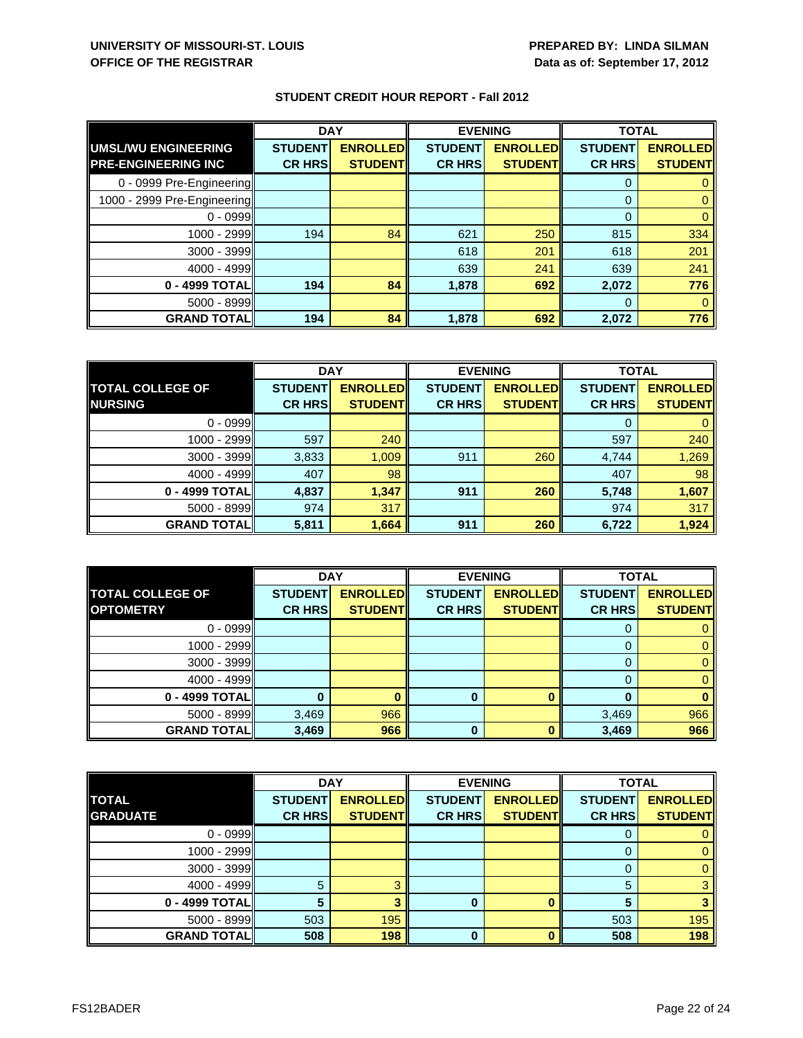**UNIVERSITY OF MISSOURI-ST. LOUIS**
**OFFICE OF THE REGISTRAR**

**PREPARED BY: LINDA SILMAN**
**Data as of: September 17, 2012**

## STUDENT CREDIT HOUR REPORT - Fall 2012

| UMSL/WU ENGINEERING PRE-ENGINEERING INC | DAY | | EVENING | | TOTAL | |
|---|---|---|---|---|---|---|
| | STUDENT CR HRS | ENROLLED STUDENT | STUDENT CR HRS | ENROLLED STUDENT | STUDENT CR HRS | ENROLLED STUDENT |
| 0 - 0999 Pre-Engineering | | | | | 0 | 0 |
| 1000 - 2999 Pre-Engineering | | | | | 0 | 0 |
| 0 - 0999 | | | | | 0 | 0 |
| 1000 - 2999 | 194 | 84 | 621 | 250 | 815 | 334 |
| 3000 - 3999 | | | 618 | 201 | 618 | 201 |
| 4000 - 4999 | | | 639 | 241 | 639 | 241 |
| **0 - 4999 TOTAL** | **194** | **84** | **1,878** | **692** | **2,072** | **776** |
| 5000 - 8999 | | | | | 0 | 0 |
| **GRAND TOTAL** | **194** | **84** | **1,878** | **692** | **2,072** | **776** |

| TOTAL COLLEGE OF NURSING | DAY | | EVENING | | TOTAL | |
|---|---|---|---|---|---|---|
| | STUDENT CR HRS | ENROLLED STUDENT | STUDENT CR HRS | ENROLLED STUDENT | STUDENT CR HRS | ENROLLED STUDENT |
| 0 - 0999 | | | | | 0 | 0 |
| 1000 - 2999 | 597 | 240 | | | 597 | 240 |
| 3000 - 3999 | 3,833 | 1,009 | 911 | 260 | 4,744 | 1,269 |
| 4000 - 4999 | 407 | 98 | | | 407 | 98 |
| **0 - 4999 TOTAL** | **4,837** | **1,347** | **911** | **260** | **5,748** | **1,607** |
| 5000 - 8999 | 974 | 317 | | | 974 | 317 |
| **GRAND TOTAL** | **5,811** | **1,664** | **911** | **260** | **6,722** | **1,924** |

| TOTAL COLLEGE OF OPTOMETRY | DAY | | EVENING | | TOTAL | |
|---|---|---|---|---|---|---|
| | STUDENT CR HRS | ENROLLED STUDENT | STUDENT CR HRS | ENROLLED STUDENT | STUDENT CR HRS | ENROLLED STUDENT |
| 0 - 0999 | | | | | 0 | 0 |
| 1000 - 2999 | | | | | 0 | 0 |
| 3000 - 3999 | | | | | 0 | 0 |
| 4000 - 4999 | | | | | 0 | 0 |
| **0 - 4999 TOTAL** | **0** | **0** | **0** | **0** | **0** | **0** |
| 5000 - 8999 | 3,469 | 966 | | | 3,469 | 966 |
| **GRAND TOTAL** | **3,469** | **966** | **0** | **0** | **3,469** | **966** |

| TOTAL GRADUATE | DAY | | EVENING | | TOTAL | |
|---|---|---|---|---|---|---|
| | STUDENT CR HRS | ENROLLED STUDENT | STUDENT CR HRS | ENROLLED STUDENT | STUDENT CR HRS | ENROLLED STUDENT |
| 0 - 0999 | | | | | 0 | 0 |
| 1000 - 2999 | | | | | 0 | 0 |
| 3000 - 3999 | | | | | 0 | 0 |
| 4000 - 4999 | 5 | 3 | | | 5 | 3 |
| **0 - 4999 TOTAL** | **5** | **3** | **0** | **0** | **5** | **3** |
| 5000 - 8999 | 503 | 195 | | | 503 | 195 |
| **GRAND TOTAL** | **508** | **198** | **0** | **0** | **508** | **198** |

FS12BADER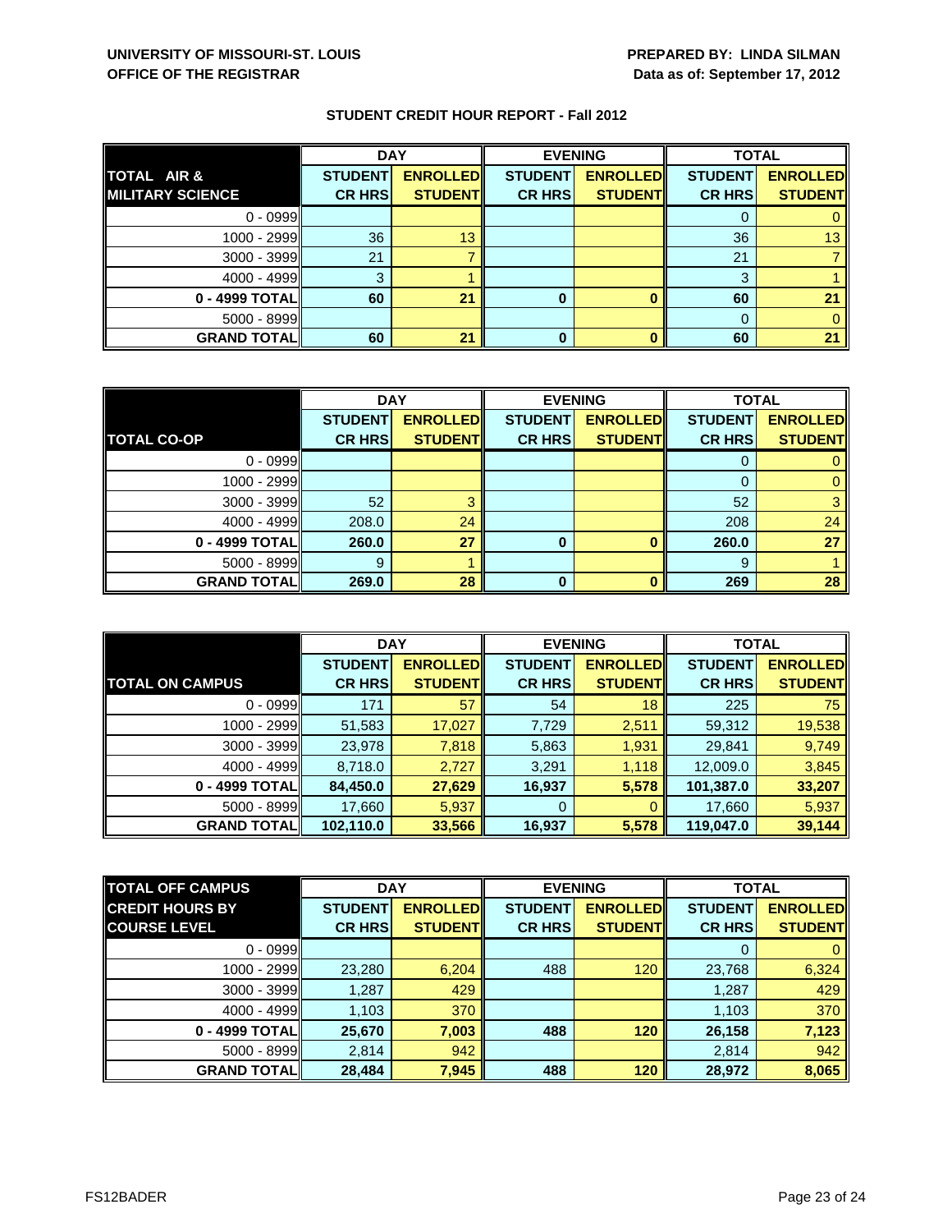**UNIVERSITY OF MISSOURI-ST. LOUIS**
**OFFICE OF THE REGISTRAR**

**PREPARED BY: LINDA SILMAN**
**Data as of: September 17, 2012**

## STUDENT CREDIT HOUR REPORT - Fall 2012

| TOTAL AIR & MILITARY SCIENCE | DAY | | EVENING | | TOTAL | |
|---|---|---|---|---|---|---|
| | STUDENT CR HRS | ENROLLED STUDENT | STUDENT CR HRS | ENROLLED STUDENT | STUDENT CR HRS | ENROLLED STUDENT |
| 0 - 0999 | | | | | 0 | 0 |
| 1000 - 2999 | 36 | 13 | | | 36 | 13 |
| 3000 - 3999 | 21 | 7 | | | 21 | 7 |
| 4000 - 4999 | 3 | 1 | | | 3 | 1 |
| **0 - 4999 TOTAL** | **60** | **21** | **0** | **0** | **60** | **21** |
| 5000 - 8999 | | | | | 0 | 0 |
| **GRAND TOTAL** | **60** | **21** | **0** | **0** | **60** | **21** |

| TOTAL CO-OP | DAY | | EVENING | | TOTAL | |
|---|---|---|---|---|---|---|
| | STUDENT CR HRS | ENROLLED STUDENT | STUDENT CR HRS | ENROLLED STUDENT | STUDENT CR HRS | ENROLLED STUDENT |
| 0 - 0999 | | | | | 0 | 0 |
| 1000 - 2999 | | | | | 0 | 0 |
| 3000 - 3999 | 52 | 3 | | | 52 | 3 |
| 4000 - 4999 | 208.0 | 24 | | | 208 | 24 |
| **0 - 4999 TOTAL** | **260.0** | **27** | **0** | **0** | **260.0** | **27** |
| 5000 - 8999 | 9 | 1 | | | 9 | 1 |
| **GRAND TOTAL** | **269.0** | **28** | **0** | **0** | **269** | **28** |

| TOTAL ON CAMPUS | DAY | | EVENING | | TOTAL | |
|---|---|---|---|---|---|---|
| | STUDENT CR HRS | ENROLLED STUDENT | STUDENT CR HRS | ENROLLED STUDENT | STUDENT CR HRS | ENROLLED STUDENT |
| 0 - 0999 | 171 | 57 | 54 | 18 | 225 | 75 |
| 1000 - 2999 | 51,583 | 17,027 | 7,729 | 2,511 | 59,312 | 19,538 |
| 3000 - 3999 | 23,978 | 7,818 | 5,863 | 1,931 | 29,841 | 9,749 |
| 4000 - 4999 | 8,718.0 | 2,727 | 3,291 | 1,118 | 12,009.0 | 3,845 |
| **0 - 4999 TOTAL** | **84,450.0** | **27,629** | **16,937** | **5,578** | **101,387.0** | **33,207** |
| 5000 - 8999 | 17,660 | 5,937 | 0 | 0 | 17,660 | 5,937 |
| **GRAND TOTAL** | **102,110.0** | **33,566** | **16,937** | **5,578** | **119,047.0** | **39,144** |

| TOTAL OFF CAMPUS CREDIT HOURS BY COURSE LEVEL | DAY | | EVENING | | TOTAL | |
|---|---|---|---|---|---|---|
| | STUDENT CR HRS | ENROLLED STUDENT | STUDENT CR HRS | ENROLLED STUDENT | STUDENT CR HRS | ENROLLED STUDENT |
| 0 - 0999 | | | | | 0 | 0 |
| 1000 - 2999 | 23,280 | 6,204 | 488 | 120 | 23,768 | 6,324 |
| 3000 - 3999 | 1,287 | 429 | | | 1,287 | 429 |
| 4000 - 4999 | 1,103 | 370 | | | 1,103 | 370 |
| **0 - 4999 TOTAL** | **25,670** | **7,003** | **488** | **120** | **26,158** | **7,123** |
| 5000 - 8999 | 2,814 | 942 | | | 2,814 | 942 |
| **GRAND TOTAL** | **28,484** | **7,945** | **488** | **120** | **28,972** | **8,065** |

FS12BADER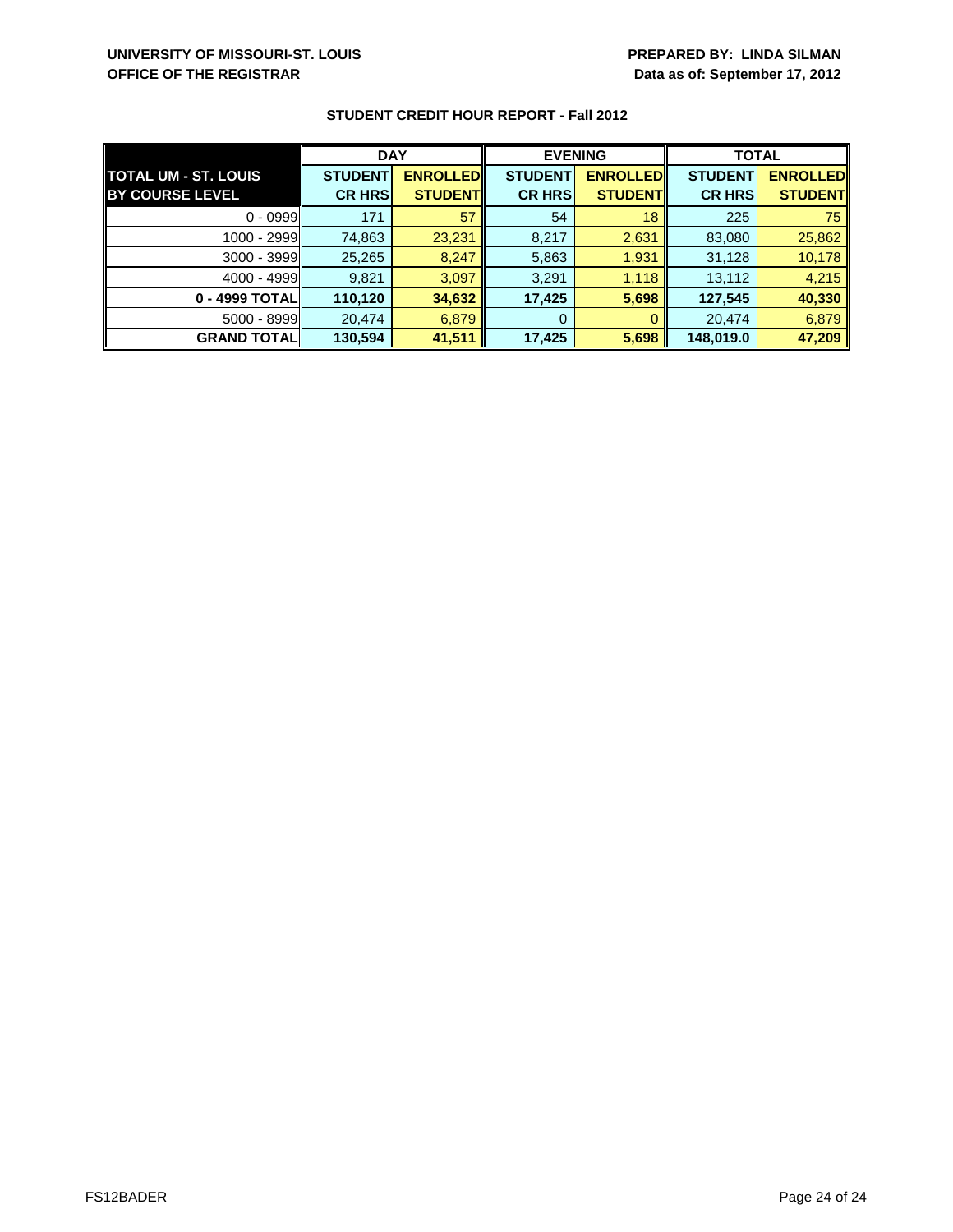**UNIVERSITY OF MISSOURI-ST. LOUIS**
**OFFICE OF THE REGISTRAR**

**PREPARED BY: LINDA SILMAN**
**Data as of: September 17, 2012**

**STUDENT CREDIT HOUR REPORT - Fall 2012**

| | DAY | | EVENING | | TOTAL | |
|---|---|---|---|---|---|---|
| **TOTAL UM - ST. LOUIS BY COURSE LEVEL** | **STUDENT CR HRS** | **ENROLLED STUDENT** | **STUDENT CR HRS** | **ENROLLED STUDENT** | **STUDENT CR HRS** | **ENROLLED STUDENT** |
| 0 - 0999 | 171 | 57 | 54 | 18 | 225 | 75 |
| 1000 - 2999 | 74,863 | 23,231 | 8,217 | 2,631 | 83,080 | 25,862 |
| 3000 - 3999 | 25,265 | 8,247 | 5,863 | 1,931 | 31,128 | 10,178 |
| 4000 - 4999 | 9,821 | 3,097 | 3,291 | 1,118 | 13,112 | 4,215 |
| **0 - 4999 TOTAL** | **110,120** | **34,632** | **17,425** | **5,698** | **127,545** | **40,330** |
| 5000 - 8999 | 20,474 | 6,879 | 0 | 0 | 20,474 | 6,879 |
| **GRAND TOTAL** | **130,594** | **41,511** | **17,425** | **5,698** | **148,019.0** | **47,209** |

FS12BADER